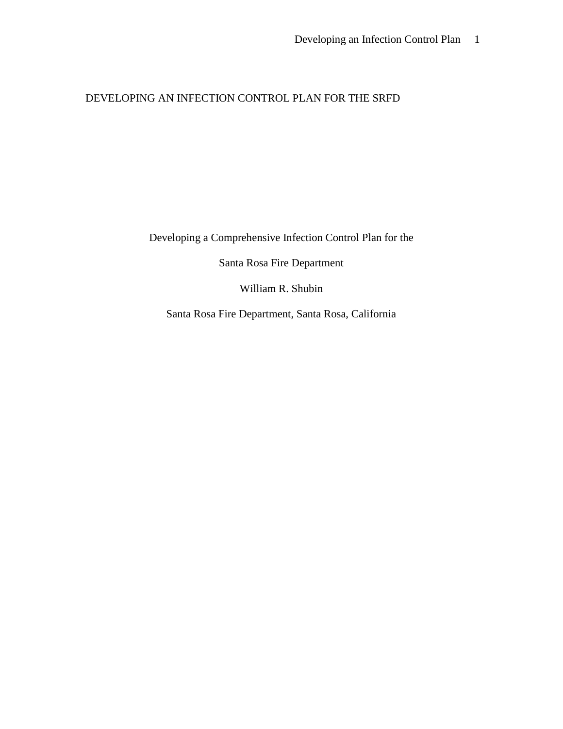DEVELOPING AN INFECTION CONTROL PLAN FOR THE SRFD

# Developing a Comprehensive Infection Control Plan for the Santa Rosa Fire Department

William R. Shubin

Santa Rosa Fire Department, Santa Rosa, California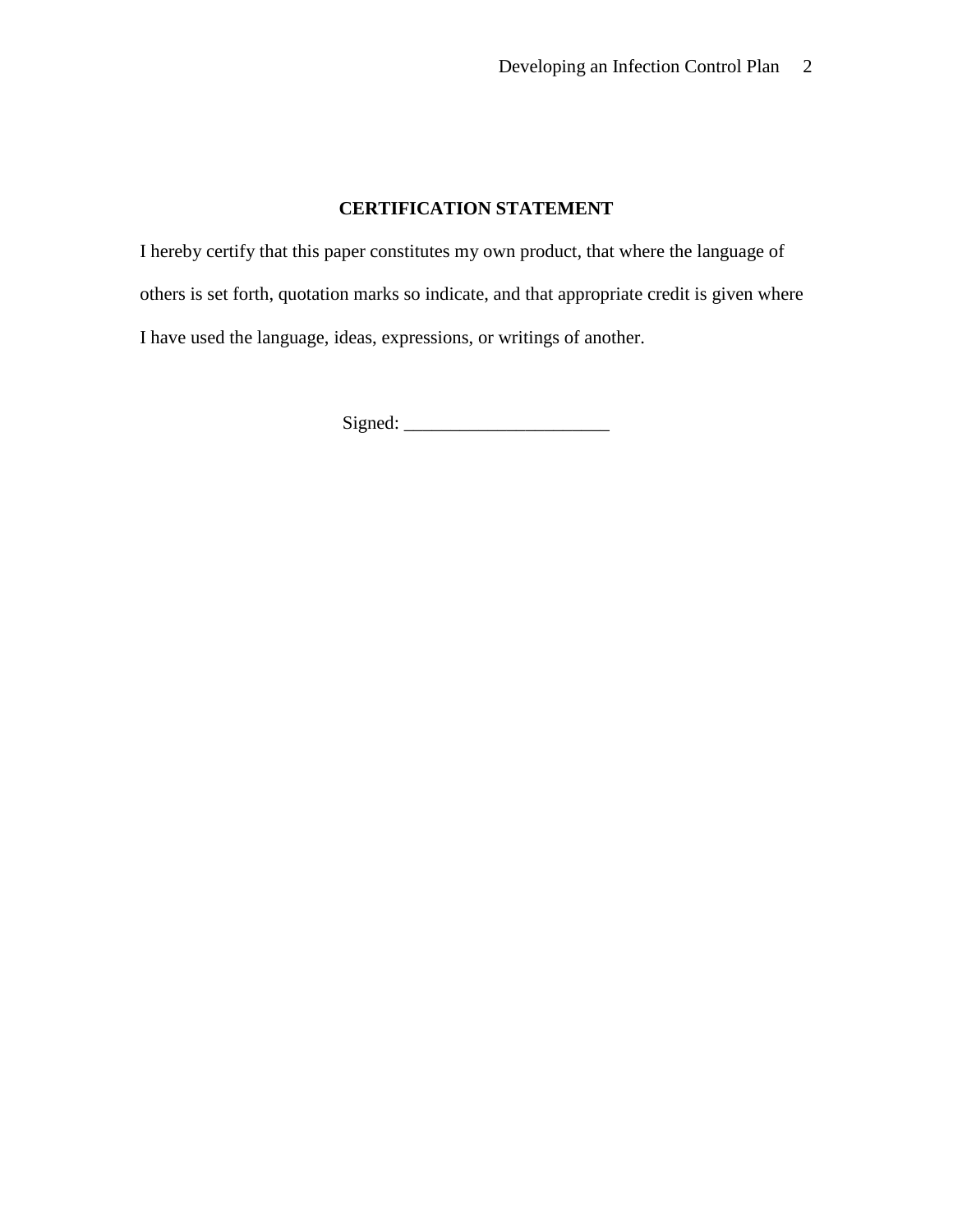## CERTIFICATION STATEMENT

I hereby certify that this paper constitutes my own product, that where the language of others is set forth, quotation marks so indicate, and that appropriate credit is given where I have used the language, ideas, expressions, or writings of another.

Signed: _____________________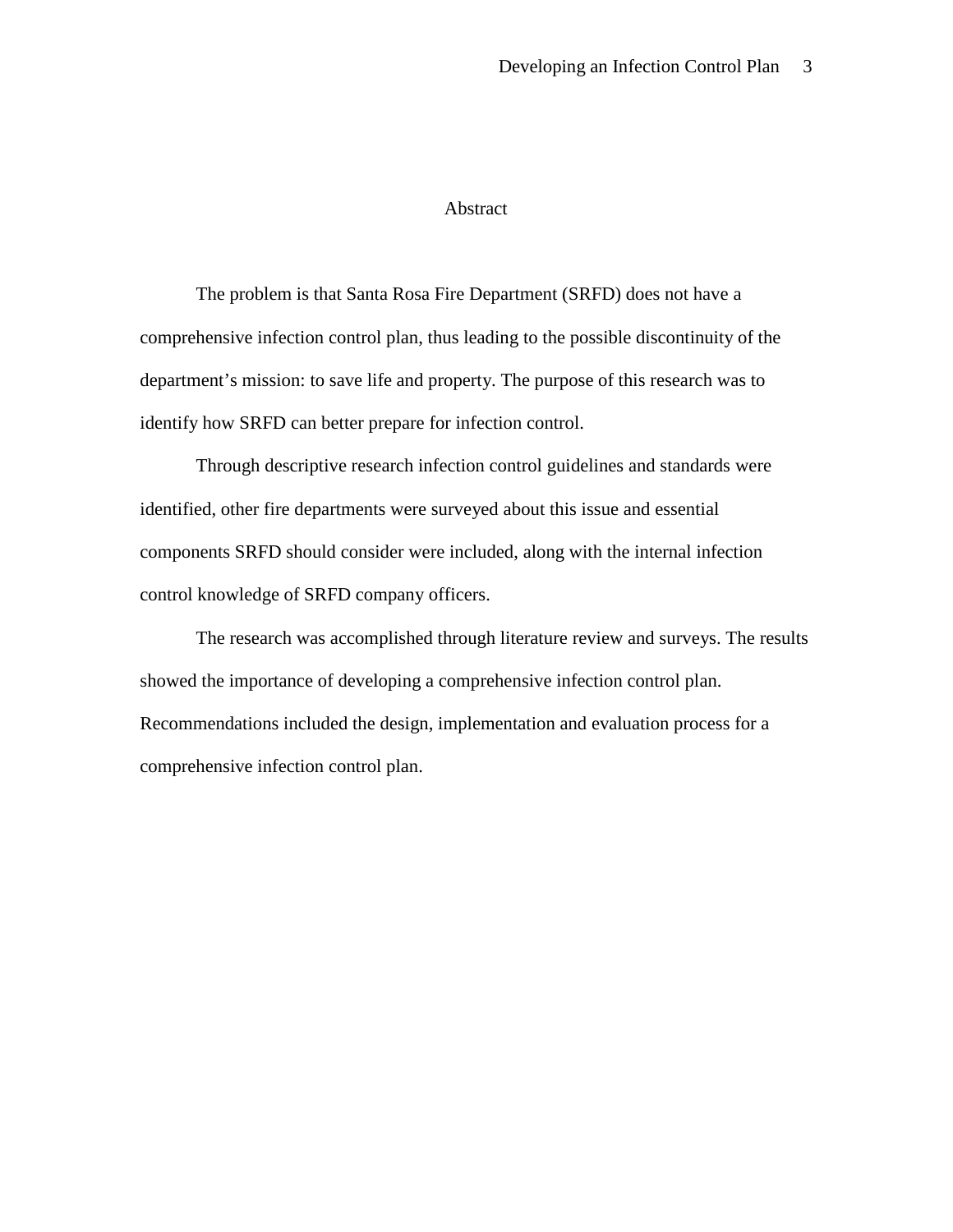# Abstract

The problem is that Santa Rosa Fire Department (SRFD) does not have a comprehensive infection control plan, thus leading to the possible discontinuity of the department's mission: to save life and property. The purpose of this research was to identify how SRFD can better prepare for infection control.

Through descriptive research infection control guidelines and standards were identified, other fire departments were surveyed about this issue and essential components SRFD should consider were included, along with the internal infection control knowledge of SRFD company officers.

The research was accomplished through literature review and surveys. The results showed the importance of developing a comprehensive infection control plan. Recommendations included the design, implementation and evaluation process for a comprehensive infection control plan.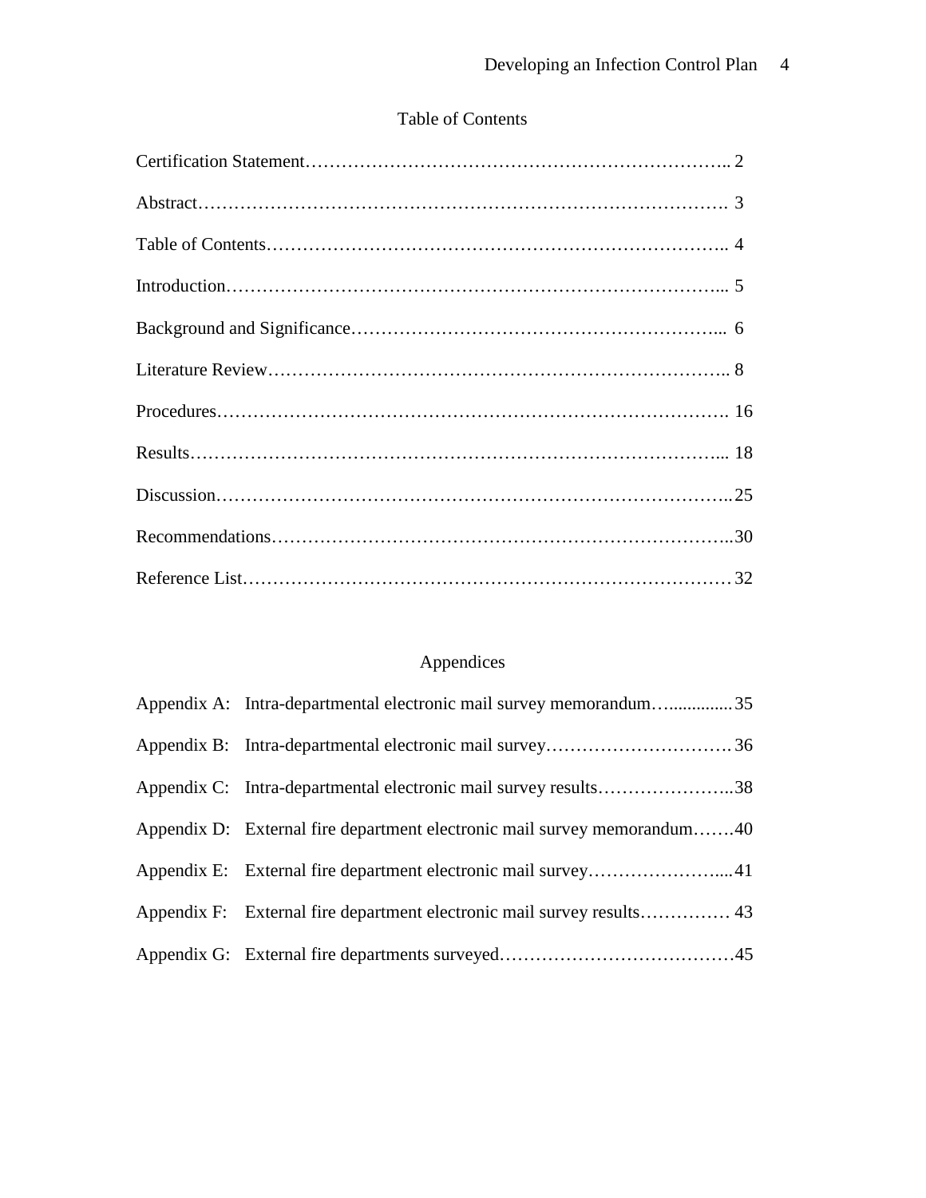# Table of Contents

Certification Statement………………………………………………………….. 2

Abstract……………………………………………………………………………. 3

Table of Contents……………………………………………………………….. 4

Introduction……………………………………………………………………... 5

Background and Significance…………………………………………………... 6

Literature Review……………………………………………………………….. 8

Procedures………………………………………………………………………. 16

Results…………………………………………………………………………... 18

Discussion……………………………………………………………………….. 25

Recommendations……………………………………………………………….. 30

Reference List…………………………………………………………………… 32

## Appendices

Appendix A: Intra-departmental electronic mail survey memorandum…............. 35

Appendix B: Intra-departmental electronic mail survey…………………………. 36

Appendix C: Intra-departmental electronic mail survey results………………….. 38

Appendix D: External fire department electronic mail survey memorandum……. 40

Appendix E: External fire department electronic mail survey………………….... 41

Appendix F: External fire department electronic mail survey results…………… 43

Appendix G: External fire departments surveyed………………………………… 45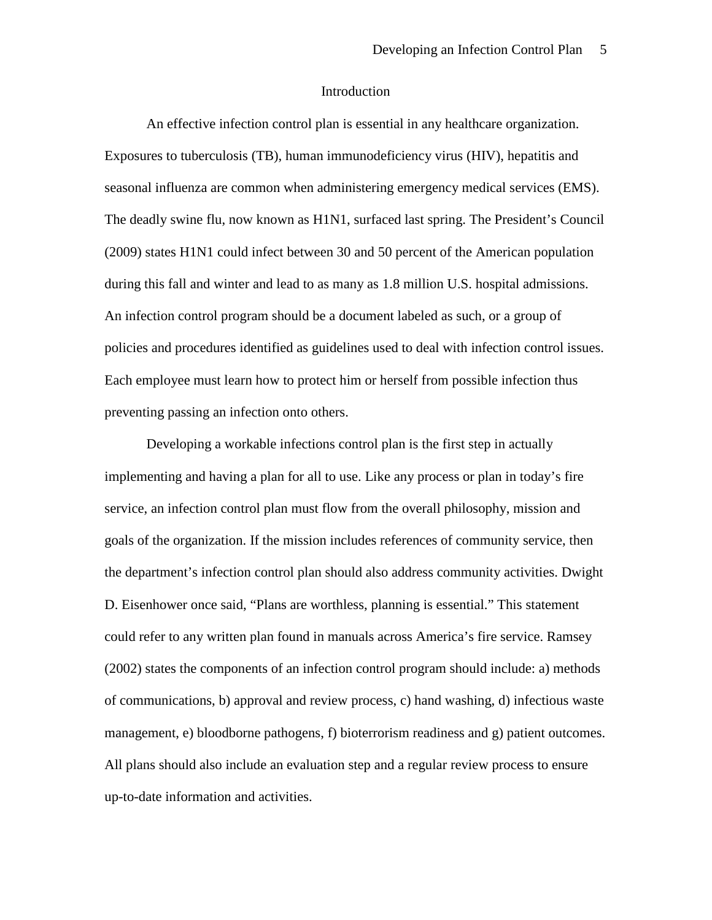# Introduction

An effective infection control plan is essential in any healthcare organization. Exposures to tuberculosis (TB), human immunodeficiency virus (HIV), hepatitis and seasonal influenza are common when administering emergency medical services (EMS). The deadly swine flu, now known as H1N1, surfaced last spring. The President's Council (2009) states H1N1 could infect between 30 and 50 percent of the American population during this fall and winter and lead to as many as 1.8 million U.S. hospital admissions. An infection control program should be a document labeled as such, or a group of policies and procedures identified as guidelines used to deal with infection control issues. Each employee must learn how to protect him or herself from possible infection thus preventing passing an infection onto others.

Developing a workable infections control plan is the first step in actually implementing and having a plan for all to use. Like any process or plan in today's fire service, an infection control plan must flow from the overall philosophy, mission and goals of the organization. If the mission includes references of community service, then the department's infection control plan should also address community activities. Dwight D. Eisenhower once said, "Plans are worthless, planning is essential." This statement could refer to any written plan found in manuals across America's fire service. Ramsey (2002) states the components of an infection control program should include: a) methods of communications, b) approval and review process, c) hand washing, d) infectious waste management, e) bloodborne pathogens, f) bioterrorism readiness and g) patient outcomes. All plans should also include an evaluation step and a regular review process to ensure up-to-date information and activities.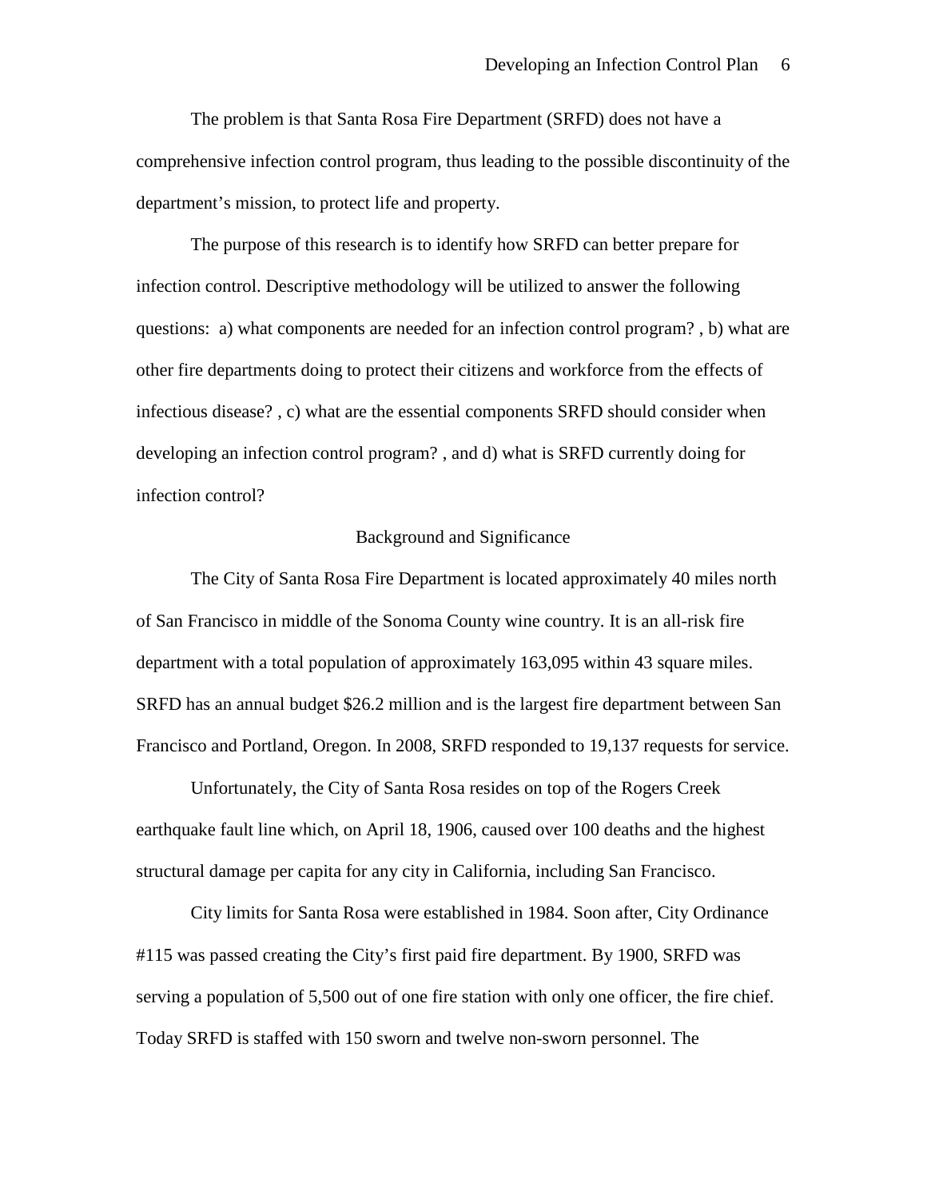The problem is that Santa Rosa Fire Department (SRFD) does not have a comprehensive infection control program, thus leading to the possible discontinuity of the department's mission, to protect life and property.

The purpose of this research is to identify how SRFD can better prepare for infection control. Descriptive methodology will be utilized to answer the following questions: a) what components are needed for an infection control program? , b) what are other fire departments doing to protect their citizens and workforce from the effects of infectious disease? , c) what are the essential components SRFD should consider when developing an infection control program? , and d) what is SRFD currently doing for infection control?

## Background and Significance

The City of Santa Rosa Fire Department is located approximately 40 miles north of San Francisco in middle of the Sonoma County wine country. It is an all-risk fire department with a total population of approximately 163,095 within 43 square miles. SRFD has an annual budget $26.2 million and is the largest fire department between San Francisco and Portland, Oregon. In 2008, SRFD responded to 19,137 requests for service.

Unfortunately, the City of Santa Rosa resides on top of the Rogers Creek earthquake fault line which, on April 18, 1906, caused over 100 deaths and the highest structural damage per capita for any city in California, including San Francisco.

City limits for Santa Rosa were established in 1984. Soon after, City Ordinance #115 was passed creating the City's first paid fire department. By 1900, SRFD was serving a population of 5,500 out of one fire station with only one officer, the fire chief. Today SRFD is staffed with 150 sworn and twelve non-sworn personnel. The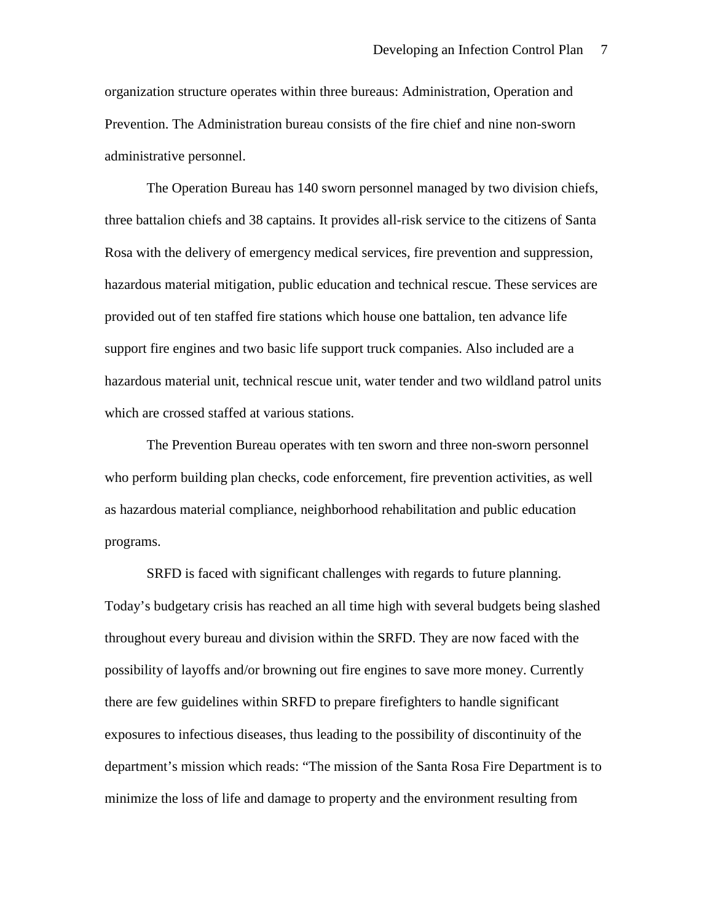organization structure operates within three bureaus: Administration, Operation and Prevention. The Administration bureau consists of the fire chief and nine non-sworn administrative personnel.

The Operation Bureau has 140 sworn personnel managed by two division chiefs, three battalion chiefs and 38 captains. It provides all-risk service to the citizens of Santa Rosa with the delivery of emergency medical services, fire prevention and suppression, hazardous material mitigation, public education and technical rescue. These services are provided out of ten staffed fire stations which house one battalion, ten advance life support fire engines and two basic life support truck companies. Also included are a hazardous material unit, technical rescue unit, water tender and two wildland patrol units which are crossed staffed at various stations.

The Prevention Bureau operates with ten sworn and three non-sworn personnel who perform building plan checks, code enforcement, fire prevention activities, as well as hazardous material compliance, neighborhood rehabilitation and public education programs.

SRFD is faced with significant challenges with regards to future planning. Today's budgetary crisis has reached an all time high with several budgets being slashed throughout every bureau and division within the SRFD. They are now faced with the possibility of layoffs and/or browning out fire engines to save more money. Currently there are few guidelines within SRFD to prepare firefighters to handle significant exposures to infectious diseases, thus leading to the possibility of discontinuity of the department's mission which reads: "The mission of the Santa Rosa Fire Department is to minimize the loss of life and damage to property and the environment resulting from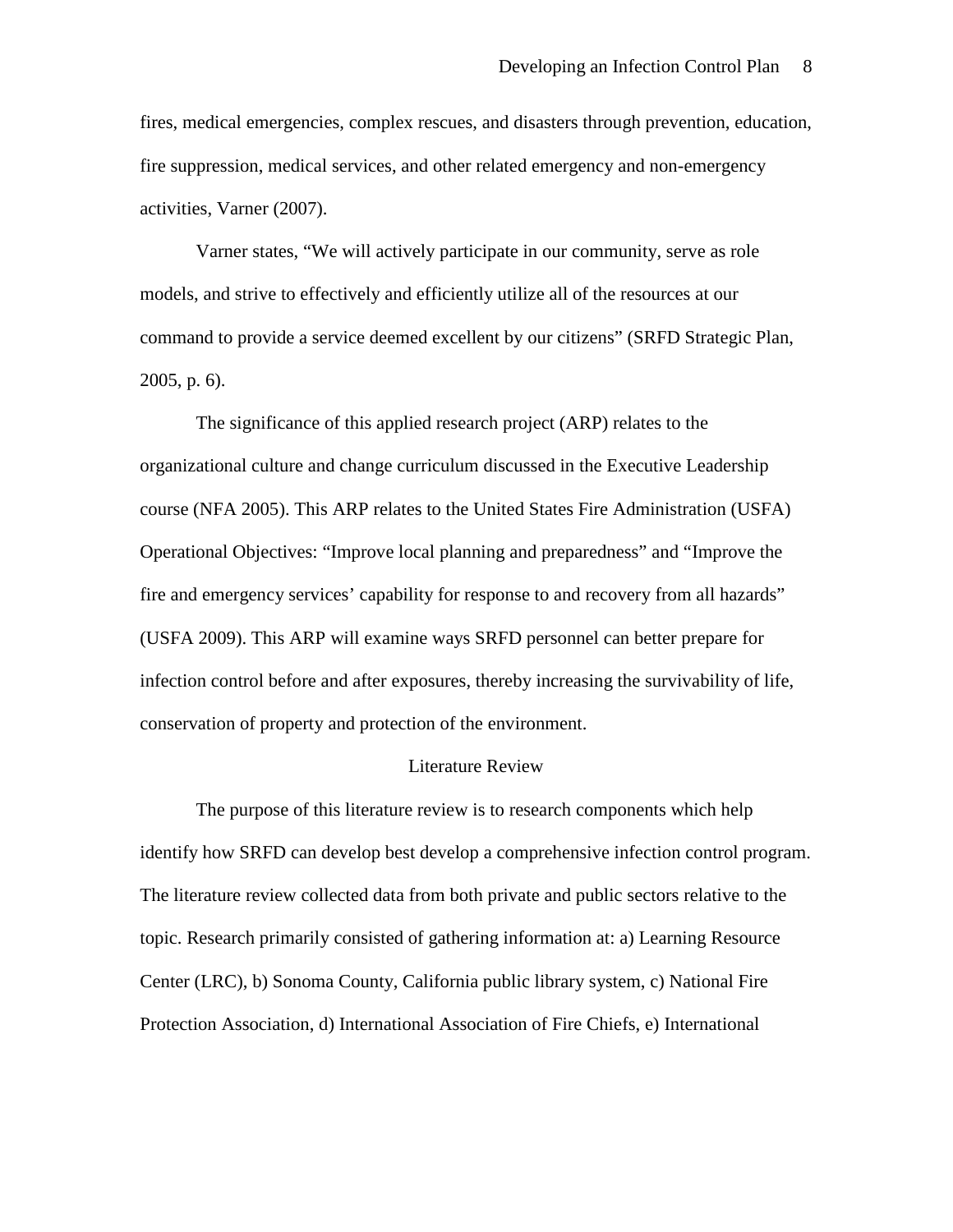fires, medical emergencies, complex rescues, and disasters through prevention, education, fire suppression, medical services, and other related emergency and non-emergency activities, Varner (2007).

Varner states, "We will actively participate in our community, serve as role models, and strive to effectively and efficiently utilize all of the resources at our command to provide a service deemed excellent by our citizens" (SRFD Strategic Plan, 2005, p. 6).

The significance of this applied research project (ARP) relates to the organizational culture and change curriculum discussed in the Executive Leadership course (NFA 2005). This ARP relates to the United States Fire Administration (USFA) Operational Objectives: "Improve local planning and preparedness" and "Improve the fire and emergency services' capability for response to and recovery from all hazards" (USFA 2009). This ARP will examine ways SRFD personnel can better prepare for infection control before and after exposures, thereby increasing the survivability of life, conservation of property and protection of the environment.

## Literature Review

The purpose of this literature review is to research components which help identify how SRFD can develop best develop a comprehensive infection control program. The literature review collected data from both private and public sectors relative to the topic. Research primarily consisted of gathering information at: a) Learning Resource Center (LRC), b) Sonoma County, California public library system, c) National Fire Protection Association, d) International Association of Fire Chiefs, e) International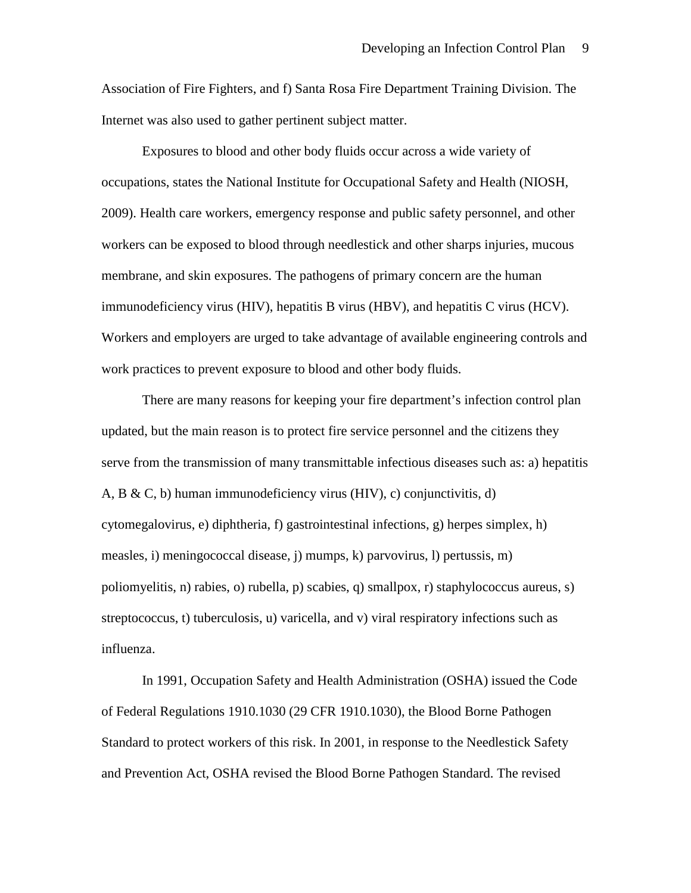Association of Fire Fighters, and f) Santa Rosa Fire Department Training Division. The Internet was also used to gather pertinent subject matter.

Exposures to blood and other body fluids occur across a wide variety of occupations, states the National Institute for Occupational Safety and Health (NIOSH, 2009). Health care workers, emergency response and public safety personnel, and other workers can be exposed to blood through needlestick and other sharps injuries, mucous membrane, and skin exposures. The pathogens of primary concern are the human immunodeficiency virus (HIV), hepatitis B virus (HBV), and hepatitis C virus (HCV). Workers and employers are urged to take advantage of available engineering controls and work practices to prevent exposure to blood and other body fluids.

There are many reasons for keeping your fire department's infection control plan updated, but the main reason is to protect fire service personnel and the citizens they serve from the transmission of many transmittable infectious diseases such as: a) hepatitis A, B & C, b) human immunodeficiency virus (HIV), c) conjunctivitis, d) cytomegalovirus, e) diphtheria, f) gastrointestinal infections, g) herpes simplex, h) measles, i) meningococcal disease, j) mumps, k) parvovirus, l) pertussis, m) poliomyelitis, n) rabies, o) rubella, p) scabies, q) smallpox, r) staphylococcus aureus, s) streptococcus, t) tuberculosis, u) varicella, and v) viral respiratory infections such as influenza.

In 1991, Occupation Safety and Health Administration (OSHA) issued the Code of Federal Regulations 1910.1030 (29 CFR 1910.1030), the Blood Borne Pathogen Standard to protect workers of this risk. In 2001, in response to the Needlestick Safety and Prevention Act, OSHA revised the Blood Borne Pathogen Standard. The revised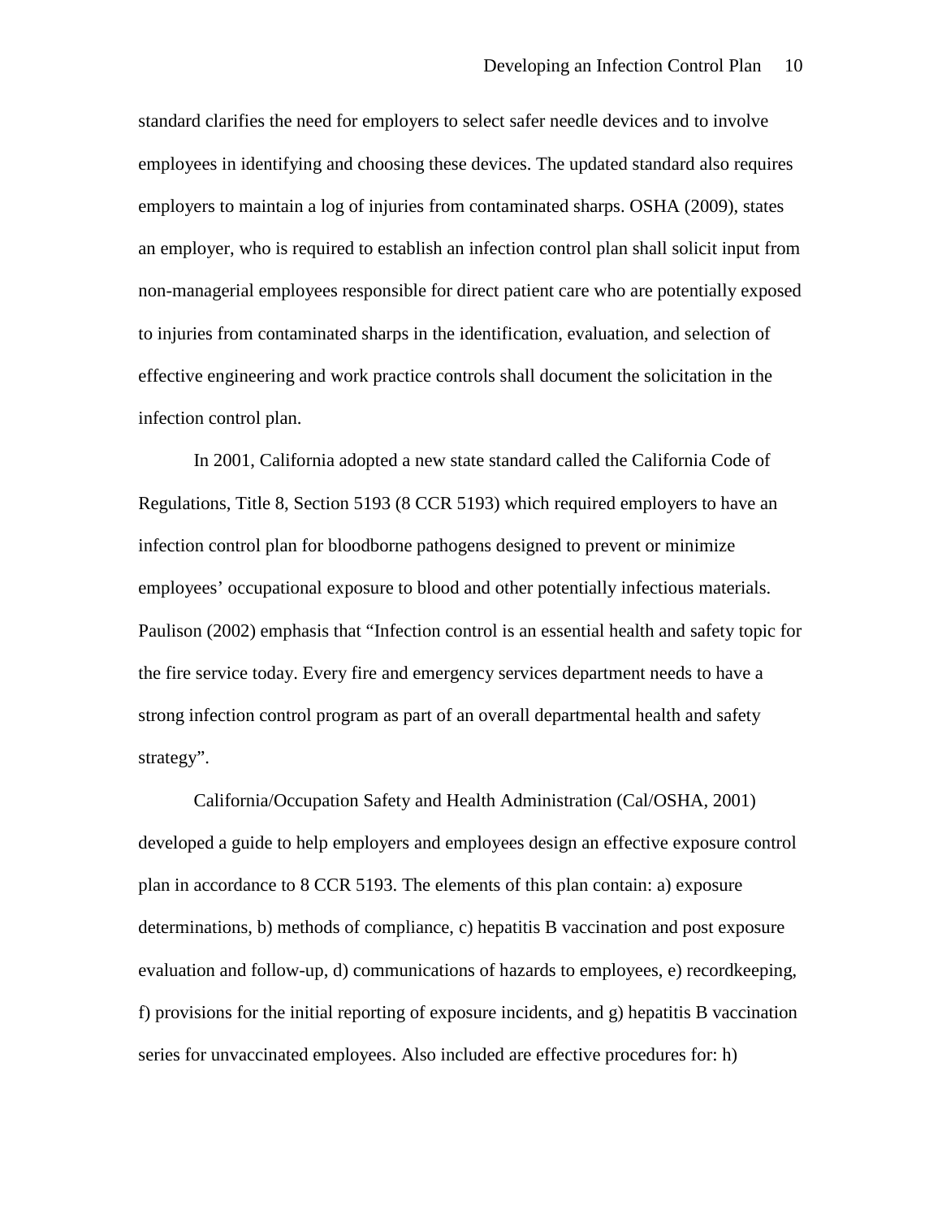standard clarifies the need for employers to select safer needle devices and to involve employees in identifying and choosing these devices. The updated standard also requires employers to maintain a log of injuries from contaminated sharps. OSHA (2009), states an employer, who is required to establish an infection control plan shall solicit input from non-managerial employees responsible for direct patient care who are potentially exposed to injuries from contaminated sharps in the identification, evaluation, and selection of effective engineering and work practice controls shall document the solicitation in the infection control plan.

In 2001, California adopted a new state standard called the California Code of Regulations, Title 8, Section 5193 (8 CCR 5193) which required employers to have an infection control plan for bloodborne pathogens designed to prevent or minimize employees' occupational exposure to blood and other potentially infectious materials. Paulison (2002) emphasis that "Infection control is an essential health and safety topic for the fire service today. Every fire and emergency services department needs to have a strong infection control program as part of an overall departmental health and safety strategy".

California/Occupation Safety and Health Administration (Cal/OSHA, 2001) developed a guide to help employers and employees design an effective exposure control plan in accordance to 8 CCR 5193. The elements of this plan contain: a) exposure determinations, b) methods of compliance, c) hepatitis B vaccination and post exposure evaluation and follow-up, d) communications of hazards to employees, e) recordkeeping, f) provisions for the initial reporting of exposure incidents, and g) hepatitis B vaccination series for unvaccinated employees. Also included are effective procedures for: h)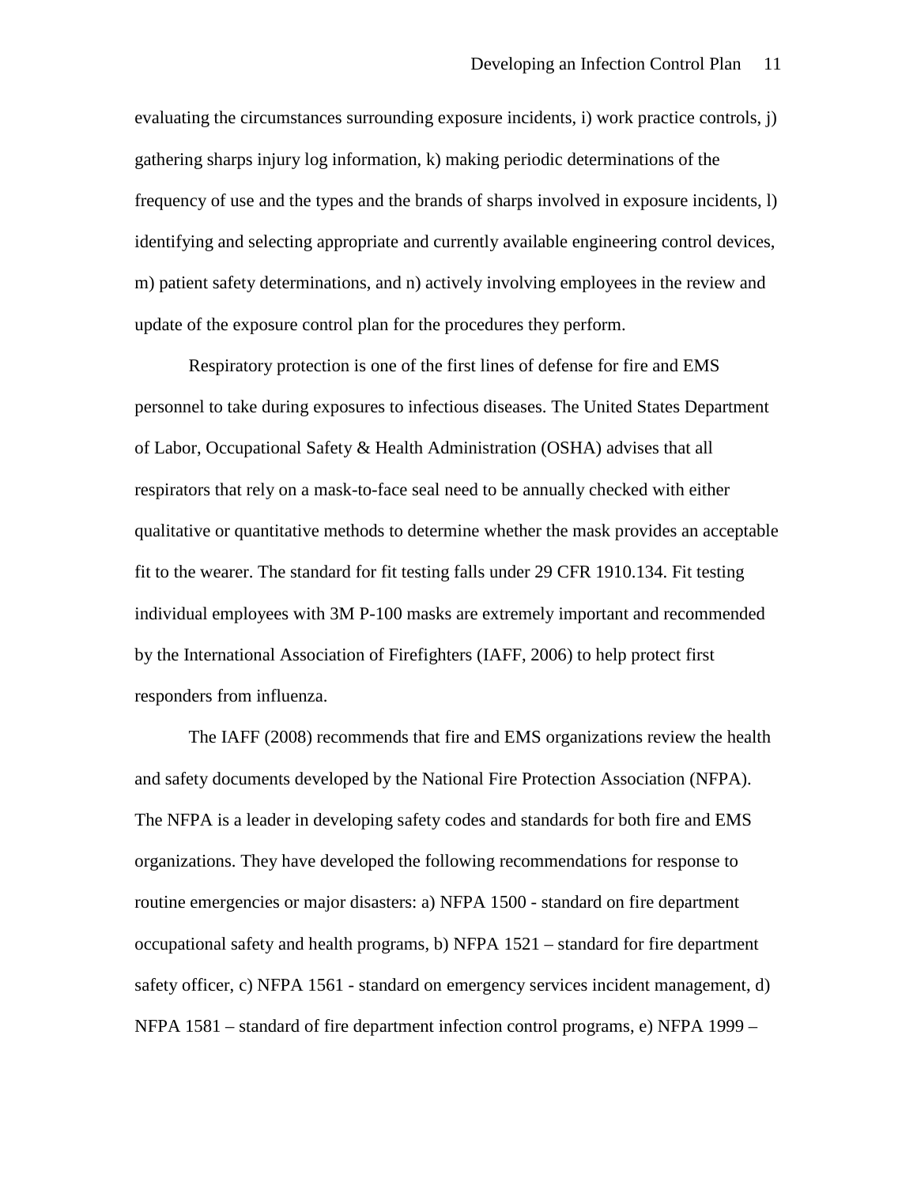evaluating the circumstances surrounding exposure incidents, i) work practice controls, j) gathering sharps injury log information, k) making periodic determinations of the frequency of use and the types and the brands of sharps involved in exposure incidents, l) identifying and selecting appropriate and currently available engineering control devices, m) patient safety determinations, and n) actively involving employees in the review and update of the exposure control plan for the procedures they perform.

Respiratory protection is one of the first lines of defense for fire and EMS personnel to take during exposures to infectious diseases. The United States Department of Labor, Occupational Safety & Health Administration (OSHA) advises that all respirators that rely on a mask-to-face seal need to be annually checked with either qualitative or quantitative methods to determine whether the mask provides an acceptable fit to the wearer. The standard for fit testing falls under 29 CFR 1910.134. Fit testing individual employees with 3M P-100 masks are extremely important and recommended by the International Association of Firefighters (IAFF, 2006) to help protect first responders from influenza.

The IAFF (2008) recommends that fire and EMS organizations review the health and safety documents developed by the National Fire Protection Association (NFPA). The NFPA is a leader in developing safety codes and standards for both fire and EMS organizations. They have developed the following recommendations for response to routine emergencies or major disasters: a) NFPA 1500 - standard on fire department occupational safety and health programs, b) NFPA 1521 – standard for fire department safety officer, c) NFPA 1561 - standard on emergency services incident management, d) NFPA 1581 – standard of fire department infection control programs, e) NFPA 1999 –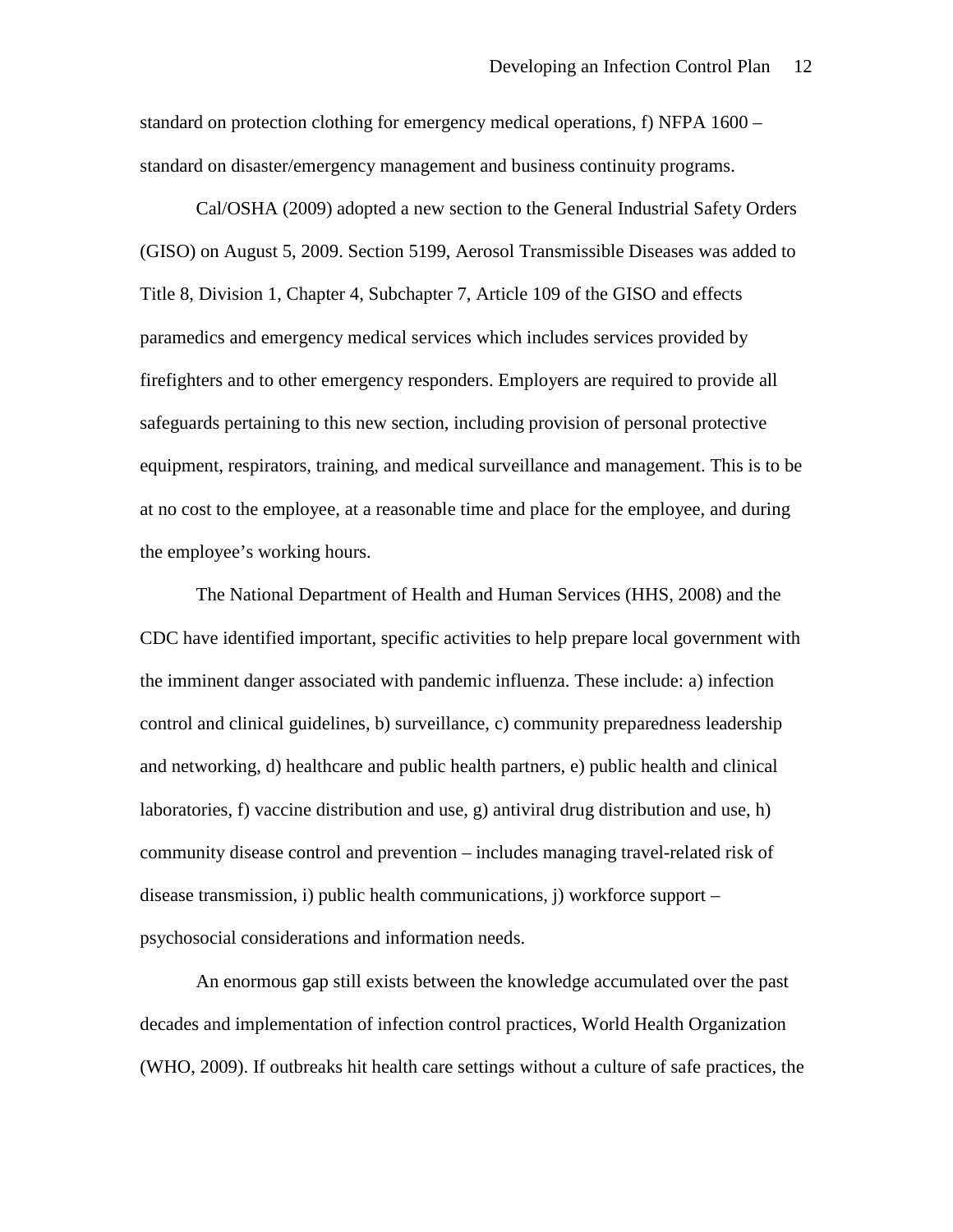standard on protection clothing for emergency medical operations, f) NFPA 1600 – standard on disaster/emergency management and business continuity programs.

Cal/OSHA (2009) adopted a new section to the General Industrial Safety Orders (GISO) on August 5, 2009. Section 5199, Aerosol Transmissible Diseases was added to Title 8, Division 1, Chapter 4, Subchapter 7, Article 109 of the GISO and effects paramedics and emergency medical services which includes services provided by firefighters and to other emergency responders. Employers are required to provide all safeguards pertaining to this new section, including provision of personal protective equipment, respirators, training, and medical surveillance and management. This is to be at no cost to the employee, at a reasonable time and place for the employee, and during the employee's working hours.

The National Department of Health and Human Services (HHS, 2008) and the CDC have identified important, specific activities to help prepare local government with the imminent danger associated with pandemic influenza. These include: a) infection control and clinical guidelines, b) surveillance, c) community preparedness leadership and networking, d) healthcare and public health partners, e) public health and clinical laboratories, f) vaccine distribution and use, g) antiviral drug distribution and use, h) community disease control and prevention – includes managing travel-related risk of disease transmission, i) public health communications, j) workforce support – psychosocial considerations and information needs.

An enormous gap still exists between the knowledge accumulated over the past decades and implementation of infection control practices, World Health Organization (WHO, 2009). If outbreaks hit health care settings without a culture of safe practices, the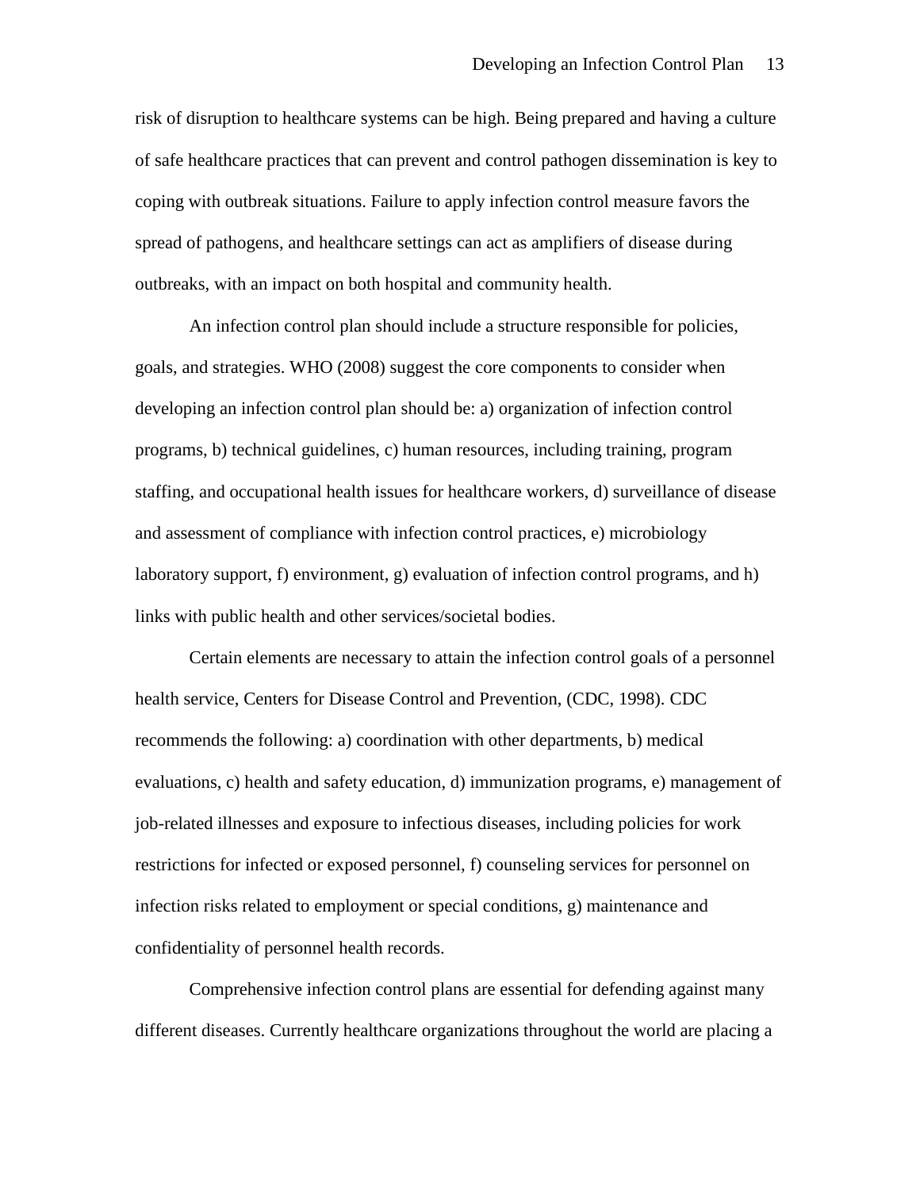risk of disruption to healthcare systems can be high. Being prepared and having a culture of safe healthcare practices that can prevent and control pathogen dissemination is key to coping with outbreak situations. Failure to apply infection control measure favors the spread of pathogens, and healthcare settings can act as amplifiers of disease during outbreaks, with an impact on both hospital and community health.

An infection control plan should include a structure responsible for policies, goals, and strategies. WHO (2008) suggest the core components to consider when developing an infection control plan should be: a) organization of infection control programs, b) technical guidelines, c) human resources, including training, program staffing, and occupational health issues for healthcare workers, d) surveillance of disease and assessment of compliance with infection control practices, e) microbiology laboratory support, f) environment, g) evaluation of infection control programs, and h) links with public health and other services/societal bodies.

Certain elements are necessary to attain the infection control goals of a personnel health service, Centers for Disease Control and Prevention, (CDC, 1998). CDC recommends the following: a) coordination with other departments, b) medical evaluations, c) health and safety education, d) immunization programs, e) management of job-related illnesses and exposure to infectious diseases, including policies for work restrictions for infected or exposed personnel, f) counseling services for personnel on infection risks related to employment or special conditions, g) maintenance and confidentiality of personnel health records.

Comprehensive infection control plans are essential for defending against many different diseases. Currently healthcare organizations throughout the world are placing a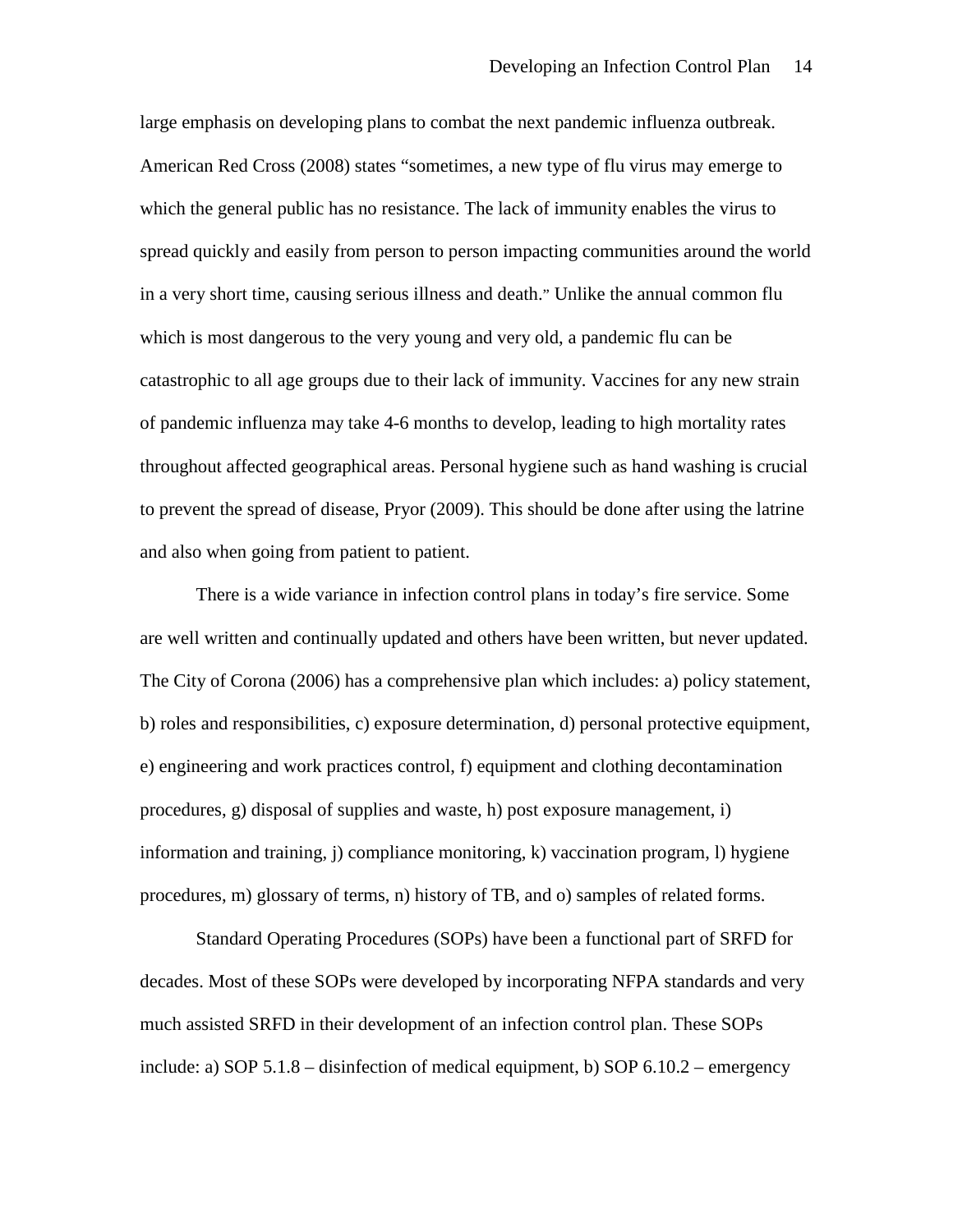large emphasis on developing plans to combat the next pandemic influenza outbreak. American Red Cross (2008) states "sometimes, a new type of flu virus may emerge to which the general public has no resistance. The lack of immunity enables the virus to spread quickly and easily from person to person impacting communities around the world in a very short time, causing serious illness and death." Unlike the annual common flu which is most dangerous to the very young and very old, a pandemic flu can be catastrophic to all age groups due to their lack of immunity. Vaccines for any new strain of pandemic influenza may take 4-6 months to develop, leading to high mortality rates throughout affected geographical areas. Personal hygiene such as hand washing is crucial to prevent the spread of disease, Pryor (2009). This should be done after using the latrine and also when going from patient to patient.

There is a wide variance in infection control plans in today's fire service. Some are well written and continually updated and others have been written, but never updated. The City of Corona (2006) has a comprehensive plan which includes: a) policy statement, b) roles and responsibilities, c) exposure determination, d) personal protective equipment, e) engineering and work practices control, f) equipment and clothing decontamination procedures, g) disposal of supplies and waste, h) post exposure management, i) information and training, j) compliance monitoring, k) vaccination program, l) hygiene procedures, m) glossary of terms, n) history of TB, and o) samples of related forms.

Standard Operating Procedures (SOPs) have been a functional part of SRFD for decades. Most of these SOPs were developed by incorporating NFPA standards and very much assisted SRFD in their development of an infection control plan. These SOPs include: a) SOP 5.1.8 – disinfection of medical equipment, b) SOP 6.10.2 – emergency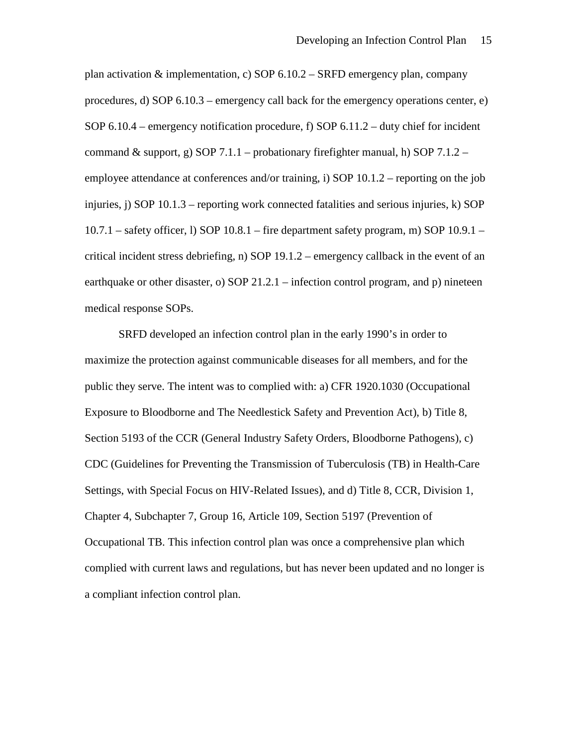plan activation & implementation, c) SOP 6.10.2 – SRFD emergency plan, company procedures, d) SOP 6.10.3 – emergency call back for the emergency operations center, e) SOP 6.10.4 – emergency notification procedure, f) SOP 6.11.2 – duty chief for incident command & support, g) SOP 7.1.1 – probationary firefighter manual, h) SOP 7.1.2 – employee attendance at conferences and/or training, i) SOP 10.1.2 – reporting on the job injuries, j) SOP 10.1.3 – reporting work connected fatalities and serious injuries, k) SOP 10.7.1 – safety officer, l) SOP 10.8.1 – fire department safety program, m) SOP 10.9.1 – critical incident stress debriefing, n) SOP 19.1.2 – emergency callback in the event of an earthquake or other disaster, o) SOP 21.2.1 – infection control program, and p) nineteen medical response SOPs.

SRFD developed an infection control plan in the early 1990's in order to maximize the protection against communicable diseases for all members, and for the public they serve. The intent was to complied with: a) CFR 1920.1030 (Occupational Exposure to Bloodborne and The Needlestick Safety and Prevention Act), b) Title 8, Section 5193 of the CCR (General Industry Safety Orders, Bloodborne Pathogens), c) CDC (Guidelines for Preventing the Transmission of Tuberculosis (TB) in Health-Care Settings, with Special Focus on HIV-Related Issues), and d) Title 8, CCR, Division 1, Chapter 4, Subchapter 7, Group 16, Article 109, Section 5197 (Prevention of Occupational TB. This infection control plan was once a comprehensive plan which complied with current laws and regulations, but has never been updated and no longer is a compliant infection control plan.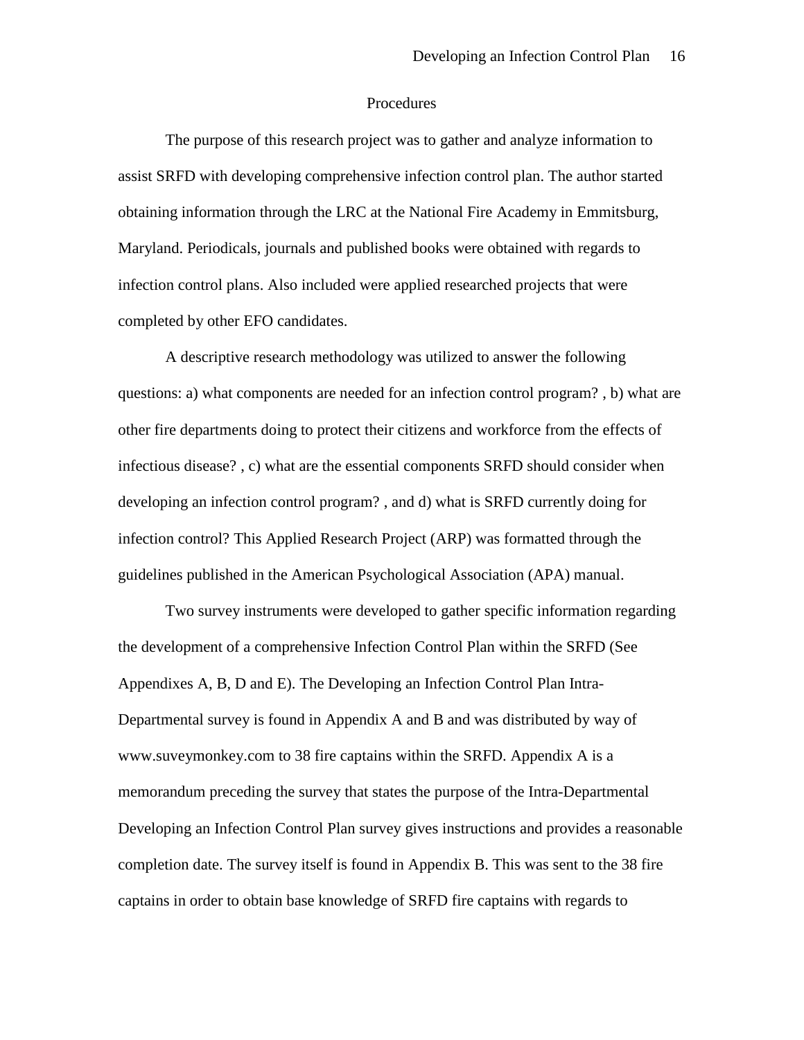## Procedures

The purpose of this research project was to gather and analyze information to assist SRFD with developing comprehensive infection control plan. The author started obtaining information through the LRC at the National Fire Academy in Emmitsburg, Maryland. Periodicals, journals and published books were obtained with regards to infection control plans. Also included were applied researched projects that were completed by other EFO candidates.

A descriptive research methodology was utilized to answer the following questions: a) what components are needed for an infection control program? , b) what are other fire departments doing to protect their citizens and workforce from the effects of infectious disease? , c) what are the essential components SRFD should consider when developing an infection control program? , and d) what is SRFD currently doing for infection control? This Applied Research Project (ARP) was formatted through the guidelines published in the American Psychological Association (APA) manual.

Two survey instruments were developed to gather specific information regarding the development of a comprehensive Infection Control Plan within the SRFD (See Appendixes A, B, D and E). The Developing an Infection Control Plan Intra-Departmental survey is found in Appendix A and B and was distributed by way of www.suveymonkey.com to 38 fire captains within the SRFD. Appendix A is a memorandum preceding the survey that states the purpose of the Intra-Departmental Developing an Infection Control Plan survey gives instructions and provides a reasonable completion date. The survey itself is found in Appendix B. This was sent to the 38 fire captains in order to obtain base knowledge of SRFD fire captains with regards to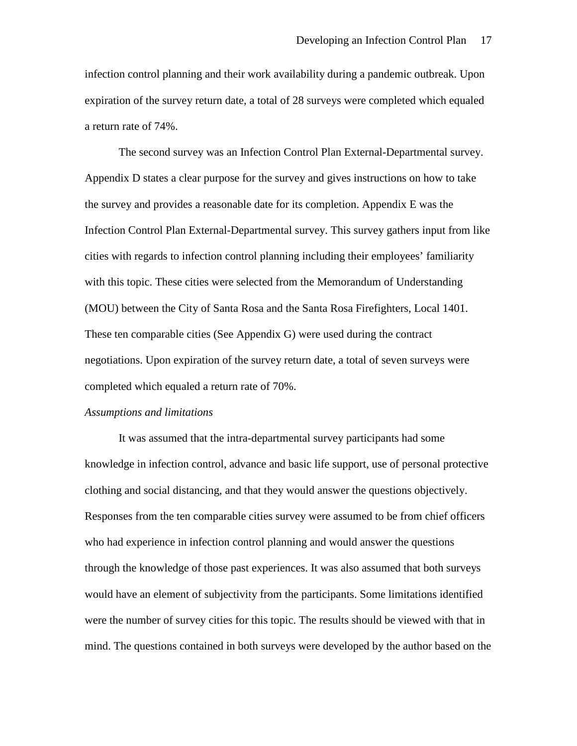infection control planning and their work availability during a pandemic outbreak. Upon expiration of the survey return date, a total of 28 surveys were completed which equaled a return rate of 74%.

The second survey was an Infection Control Plan External-Departmental survey. Appendix D states a clear purpose for the survey and gives instructions on how to take the survey and provides a reasonable date for its completion. Appendix E was the Infection Control Plan External-Departmental survey. This survey gathers input from like cities with regards to infection control planning including their employees' familiarity with this topic. These cities were selected from the Memorandum of Understanding (MOU) between the City of Santa Rosa and the Santa Rosa Firefighters, Local 1401. These ten comparable cities (See Appendix G) were used during the contract negotiations. Upon expiration of the survey return date, a total of seven surveys were completed which equaled a return rate of 70%.

*Assumptions and limitations*

It was assumed that the intra-departmental survey participants had some knowledge in infection control, advance and basic life support, use of personal protective clothing and social distancing, and that they would answer the questions objectively. Responses from the ten comparable cities survey were assumed to be from chief officers who had experience in infection control planning and would answer the questions through the knowledge of those past experiences. It was also assumed that both surveys would have an element of subjectivity from the participants. Some limitations identified were the number of survey cities for this topic. The results should be viewed with that in mind. The questions contained in both surveys were developed by the author based on the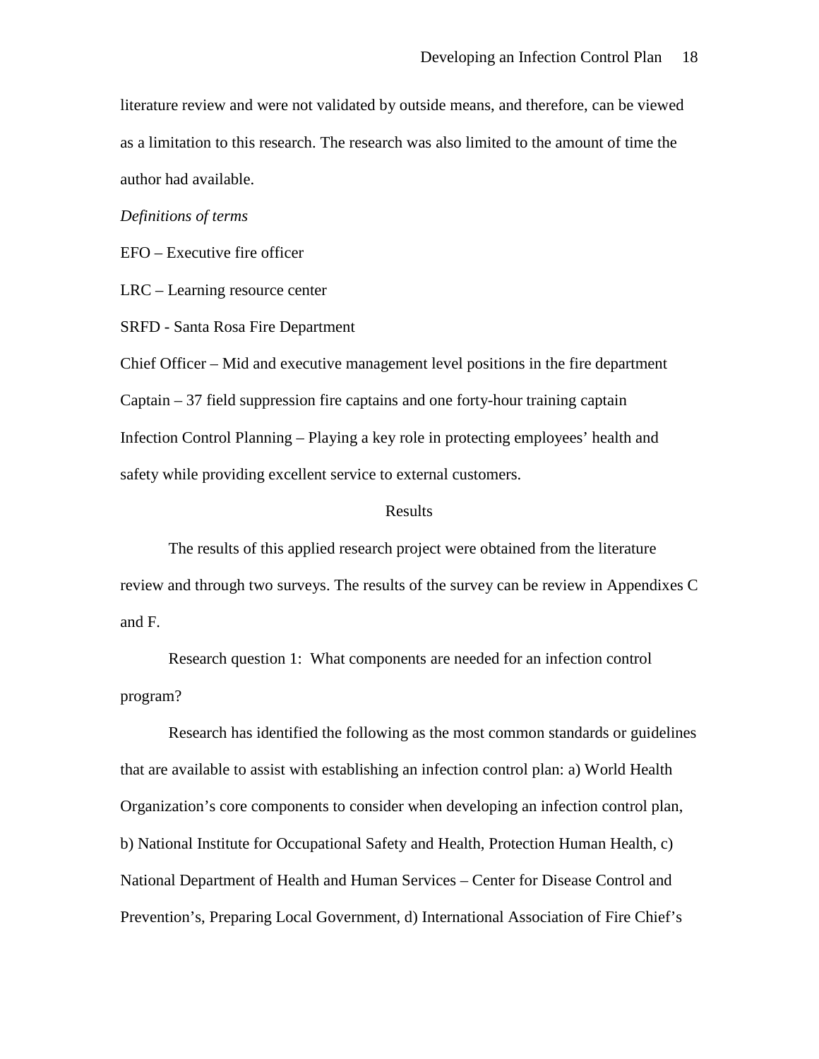literature review and were not validated by outside means, and therefore, can be viewed as a limitation to this research. The research was also limited to the amount of time the author had available.

*Definitions of terms*

EFO – Executive fire officer

LRC – Learning resource center

SRFD - Santa Rosa Fire Department

Chief Officer – Mid and executive management level positions in the fire department

Captain – 37 field suppression fire captains and one forty-hour training captain

Infection Control Planning – Playing a key role in protecting employees' health and safety while providing excellent service to external customers.

## Results

The results of this applied research project were obtained from the literature review and through two surveys. The results of the survey can be review in Appendixes C and F.

Research question 1: What components are needed for an infection control program?

Research has identified the following as the most common standards or guidelines that are available to assist with establishing an infection control plan: a) World Health Organization's core components to consider when developing an infection control plan, b) National Institute for Occupational Safety and Health, Protection Human Health, c) National Department of Health and Human Services – Center for Disease Control and Prevention's, Preparing Local Government, d) International Association of Fire Chief's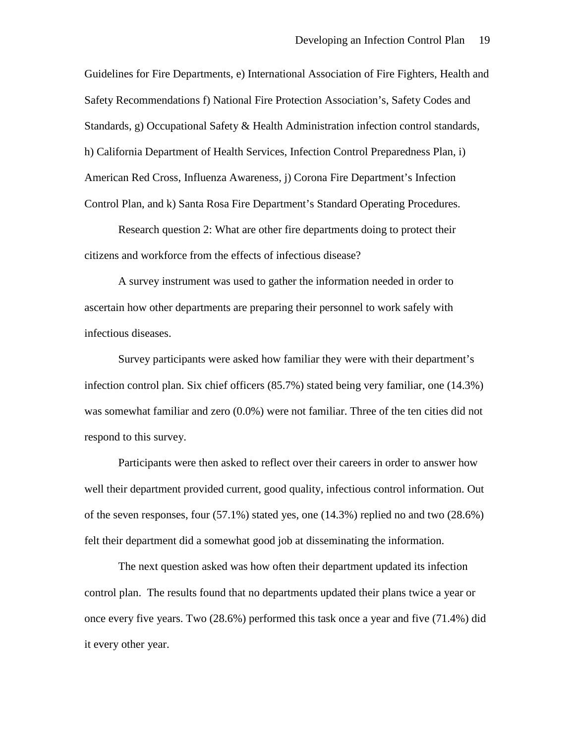Guidelines for Fire Departments, e) International Association of Fire Fighters, Health and Safety Recommendations f) National Fire Protection Association's, Safety Codes and Standards, g) Occupational Safety & Health Administration infection control standards, h) California Department of Health Services, Infection Control Preparedness Plan, i) American Red Cross, Influenza Awareness, j) Corona Fire Department's Infection Control Plan, and k) Santa Rosa Fire Department's Standard Operating Procedures.

Research question 2: What are other fire departments doing to protect their citizens and workforce from the effects of infectious disease?

A survey instrument was used to gather the information needed in order to ascertain how other departments are preparing their personnel to work safely with infectious diseases.

Survey participants were asked how familiar they were with their department's infection control plan. Six chief officers (85.7%) stated being very familiar, one (14.3%) was somewhat familiar and zero (0.0%) were not familiar. Three of the ten cities did not respond to this survey.

Participants were then asked to reflect over their careers in order to answer how well their department provided current, good quality, infectious control information. Out of the seven responses, four (57.1%) stated yes, one (14.3%) replied no and two (28.6%) felt their department did a somewhat good job at disseminating the information.

The next question asked was how often their department updated its infection control plan. The results found that no departments updated their plans twice a year or once every five years. Two (28.6%) performed this task once a year and five (71.4%) did it every other year.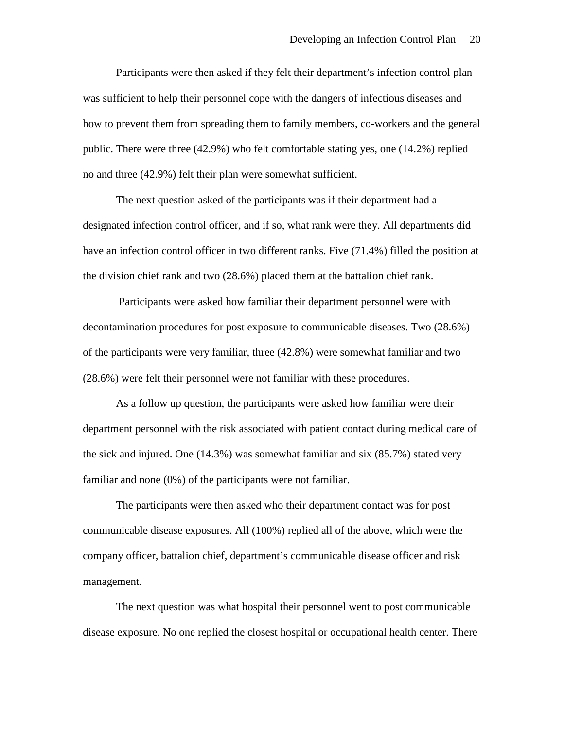Participants were then asked if they felt their department's infection control plan was sufficient to help their personnel cope with the dangers of infectious diseases and how to prevent them from spreading them to family members, co-workers and the general public. There were three (42.9%) who felt comfortable stating yes, one (14.2%) replied no and three (42.9%) felt their plan were somewhat sufficient.

The next question asked of the participants was if their department had a designated infection control officer, and if so, what rank were they. All departments did have an infection control officer in two different ranks. Five (71.4%) filled the position at the division chief rank and two (28.6%) placed them at the battalion chief rank.

Participants were asked how familiar their department personnel were with decontamination procedures for post exposure to communicable diseases. Two (28.6%) of the participants were very familiar, three (42.8%) were somewhat familiar and two (28.6%) were felt their personnel were not familiar with these procedures.

As a follow up question, the participants were asked how familiar were their department personnel with the risk associated with patient contact during medical care of the sick and injured. One (14.3%) was somewhat familiar and six (85.7%) stated very familiar and none (0%) of the participants were not familiar.

The participants were then asked who their department contact was for post communicable disease exposures. All (100%) replied all of the above, which were the company officer, battalion chief, department's communicable disease officer and risk management.

The next question was what hospital their personnel went to post communicable disease exposure. No one replied the closest hospital or occupational health center. There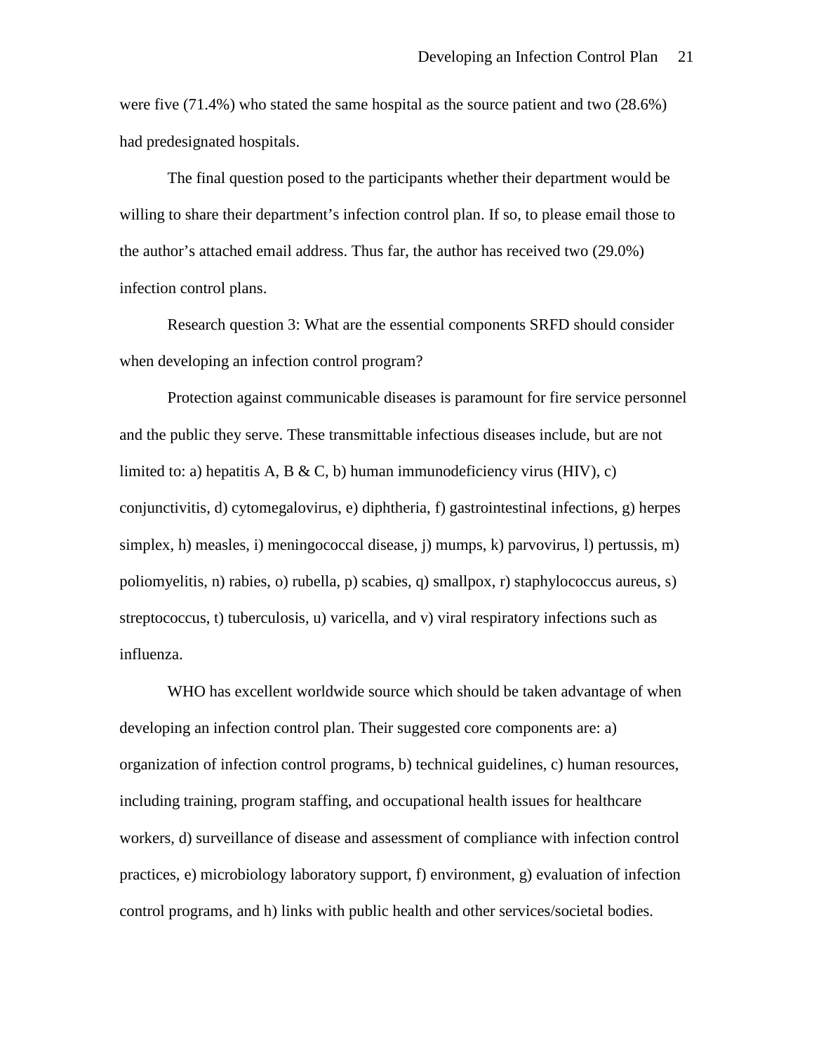were five (71.4%) who stated the same hospital as the source patient and two (28.6%) had predesignated hospitals.

The final question posed to the participants whether their department would be willing to share their department's infection control plan. If so, to please email those to the author's attached email address. Thus far, the author has received two (29.0%) infection control plans.

Research question 3: What are the essential components SRFD should consider when developing an infection control program?

Protection against communicable diseases is paramount for fire service personnel and the public they serve. These transmittable infectious diseases include, but are not limited to: a) hepatitis A, B & C, b) human immunodeficiency virus (HIV), c) conjunctivitis, d) cytomegalovirus, e) diphtheria, f) gastrointestinal infections, g) herpes simplex, h) measles, i) meningococcal disease, j) mumps, k) parvovirus, l) pertussis, m) poliomyelitis, n) rabies, o) rubella, p) scabies, q) smallpox, r) staphylococcus aureus, s) streptococcus, t) tuberculosis, u) varicella, and v) viral respiratory infections such as influenza.

WHO has excellent worldwide source which should be taken advantage of when developing an infection control plan. Their suggested core components are: a) organization of infection control programs, b) technical guidelines, c) human resources, including training, program staffing, and occupational health issues for healthcare workers, d) surveillance of disease and assessment of compliance with infection control practices, e) microbiology laboratory support, f) environment, g) evaluation of infection control programs, and h) links with public health and other services/societal bodies.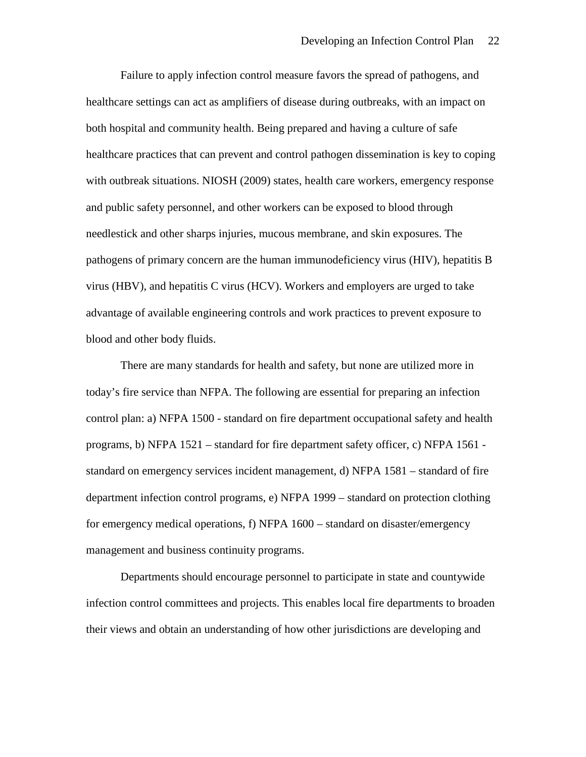Failure to apply infection control measure favors the spread of pathogens, and healthcare settings can act as amplifiers of disease during outbreaks, with an impact on both hospital and community health. Being prepared and having a culture of safe healthcare practices that can prevent and control pathogen dissemination is key to coping with outbreak situations. NIOSH (2009) states, health care workers, emergency response and public safety personnel, and other workers can be exposed to blood through needlestick and other sharps injuries, mucous membrane, and skin exposures. The pathogens of primary concern are the human immunodeficiency virus (HIV), hepatitis B virus (HBV), and hepatitis C virus (HCV). Workers and employers are urged to take advantage of available engineering controls and work practices to prevent exposure to blood and other body fluids.

There are many standards for health and safety, but none are utilized more in today's fire service than NFPA. The following are essential for preparing an infection control plan: a) NFPA 1500 - standard on fire department occupational safety and health programs, b) NFPA 1521 – standard for fire department safety officer, c) NFPA 1561 - standard on emergency services incident management, d) NFPA 1581 – standard of fire department infection control programs, e) NFPA 1999 – standard on protection clothing for emergency medical operations, f) NFPA 1600 – standard on disaster/emergency management and business continuity programs.

Departments should encourage personnel to participate in state and countywide infection control committees and projects. This enables local fire departments to broaden their views and obtain an understanding of how other jurisdictions are developing and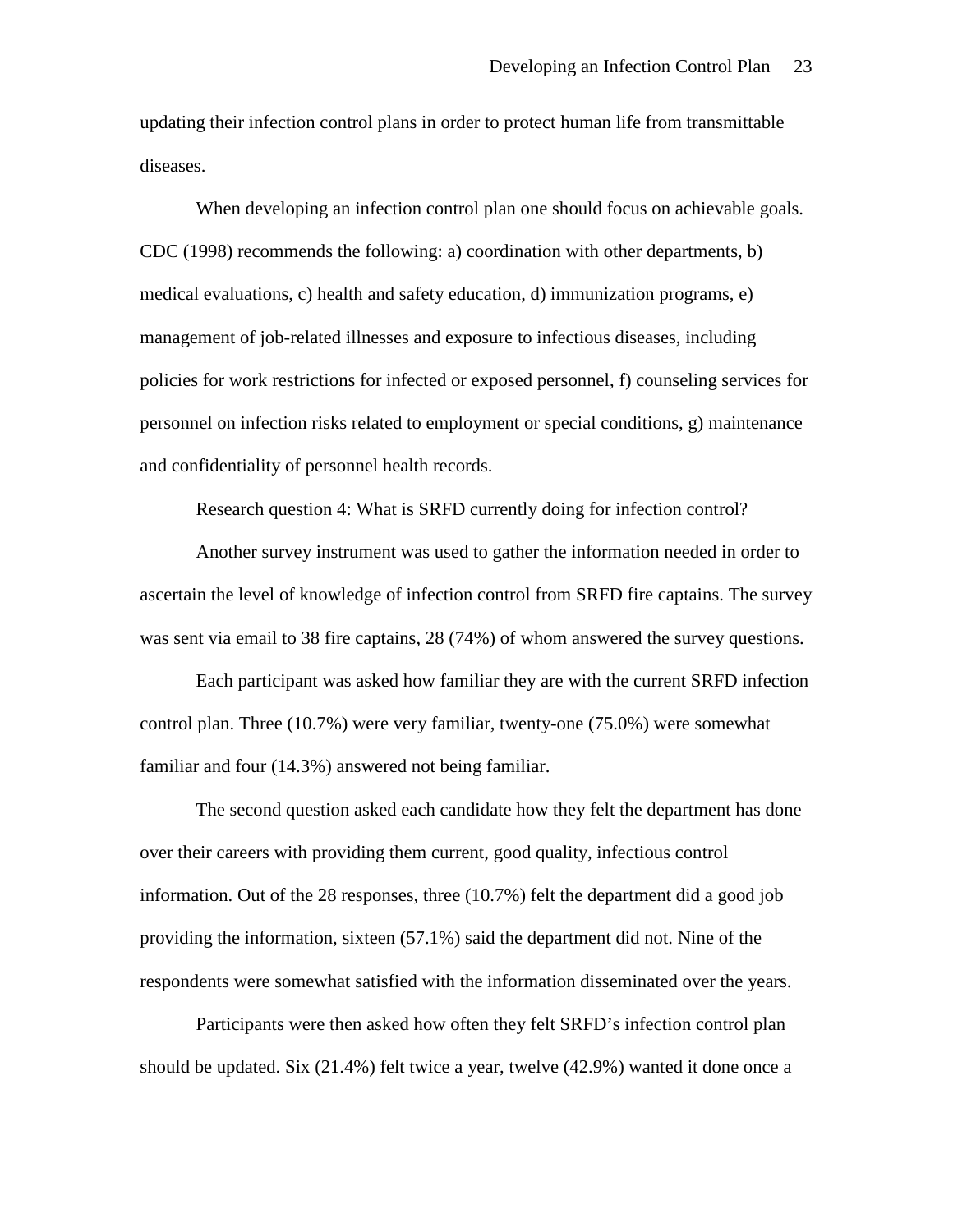updating their infection control plans in order to protect human life from transmittable diseases.

When developing an infection control plan one should focus on achievable goals. CDC (1998) recommends the following: a) coordination with other departments, b) medical evaluations, c) health and safety education, d) immunization programs, e) management of job-related illnesses and exposure to infectious diseases, including policies for work restrictions for infected or exposed personnel, f) counseling services for personnel on infection risks related to employment or special conditions, g) maintenance and confidentiality of personnel health records.

Research question 4: What is SRFD currently doing for infection control?

Another survey instrument was used to gather the information needed in order to ascertain the level of knowledge of infection control from SRFD fire captains. The survey was sent via email to 38 fire captains, 28 (74%) of whom answered the survey questions.

Each participant was asked how familiar they are with the current SRFD infection control plan. Three (10.7%) were very familiar, twenty-one (75.0%) were somewhat familiar and four (14.3%) answered not being familiar.

The second question asked each candidate how they felt the department has done over their careers with providing them current, good quality, infectious control information. Out of the 28 responses, three (10.7%) felt the department did a good job providing the information, sixteen (57.1%) said the department did not. Nine of the respondents were somewhat satisfied with the information disseminated over the years.

Participants were then asked how often they felt SRFD's infection control plan should be updated. Six (21.4%) felt twice a year, twelve (42.9%) wanted it done once a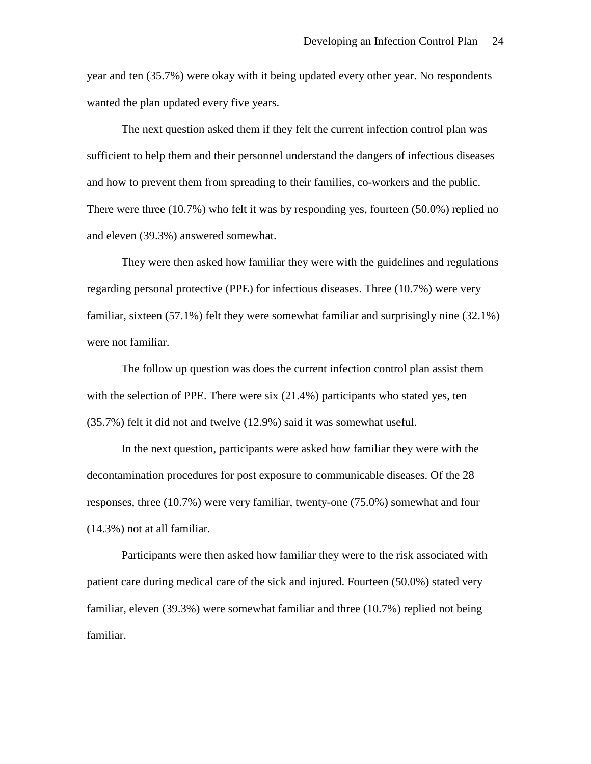year and ten (35.7%) were okay with it being updated every other year. No respondents wanted the plan updated every five years.

The next question asked them if they felt the current infection control plan was sufficient to help them and their personnel understand the dangers of infectious diseases and how to prevent them from spreading to their families, co-workers and the public. There were three (10.7%) who felt it was by responding yes, fourteen (50.0%) replied no and eleven (39.3%) answered somewhat.

They were then asked how familiar they were with the guidelines and regulations regarding personal protective (PPE) for infectious diseases. Three (10.7%) were very familiar, sixteen (57.1%) felt they were somewhat familiar and surprisingly nine (32.1%) were not familiar.

The follow up question was does the current infection control plan assist them with the selection of PPE. There were six (21.4%) participants who stated yes, ten (35.7%) felt it did not and twelve (12.9%) said it was somewhat useful.

In the next question, participants were asked how familiar they were with the decontamination procedures for post exposure to communicable diseases. Of the 28 responses, three (10.7%) were very familiar, twenty-one (75.0%) somewhat and four (14.3%) not at all familiar.

Participants were then asked how familiar they were to the risk associated with patient care during medical care of the sick and injured. Fourteen (50.0%) stated very familiar, eleven (39.3%) were somewhat familiar and three (10.7%) replied not being familiar.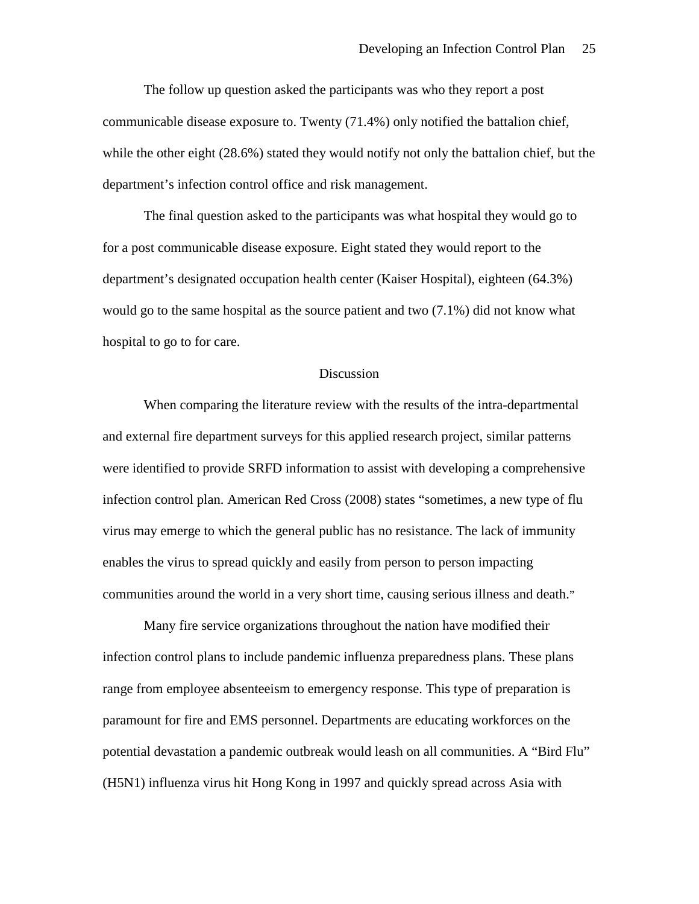The follow up question asked the participants was who they report a post communicable disease exposure to. Twenty (71.4%) only notified the battalion chief, while the other eight (28.6%) stated they would notify not only the battalion chief, but the department's infection control office and risk management.

The final question asked to the participants was what hospital they would go to for a post communicable disease exposure. Eight stated they would report to the department's designated occupation health center (Kaiser Hospital), eighteen (64.3%) would go to the same hospital as the source patient and two (7.1%) did not know what hospital to go to for care.

## Discussion

When comparing the literature review with the results of the intra-departmental and external fire department surveys for this applied research project, similar patterns were identified to provide SRFD information to assist with developing a comprehensive infection control plan. American Red Cross (2008) states "sometimes, a new type of flu virus may emerge to which the general public has no resistance. The lack of immunity enables the virus to spread quickly and easily from person to person impacting communities around the world in a very short time, causing serious illness and death."

Many fire service organizations throughout the nation have modified their infection control plans to include pandemic influenza preparedness plans. These plans range from employee absenteeism to emergency response. This type of preparation is paramount for fire and EMS personnel. Departments are educating workforces on the potential devastation a pandemic outbreak would leash on all communities. A "Bird Flu" (H5N1) influenza virus hit Hong Kong in 1997 and quickly spread across Asia with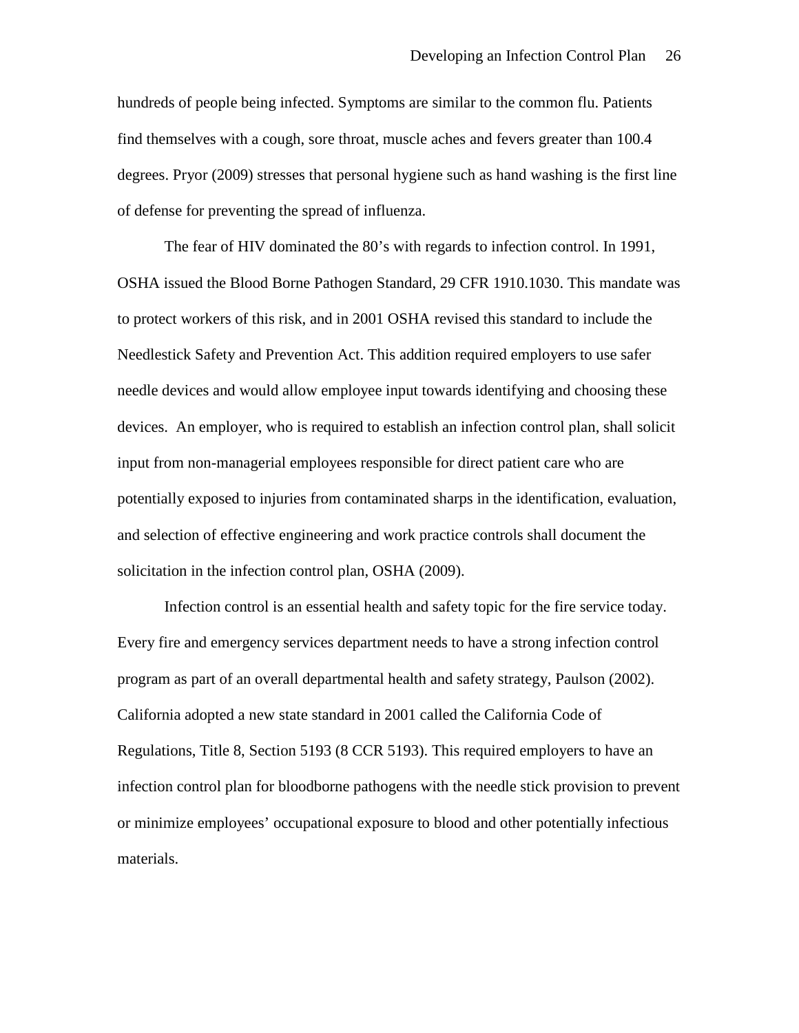hundreds of people being infected. Symptoms are similar to the common flu. Patients find themselves with a cough, sore throat, muscle aches and fevers greater than 100.4 degrees. Pryor (2009) stresses that personal hygiene such as hand washing is the first line of defense for preventing the spread of influenza.

The fear of HIV dominated the 80's with regards to infection control. In 1991, OSHA issued the Blood Borne Pathogen Standard, 29 CFR 1910.1030. This mandate was to protect workers of this risk, and in 2001 OSHA revised this standard to include the Needlestick Safety and Prevention Act. This addition required employers to use safer needle devices and would allow employee input towards identifying and choosing these devices. An employer, who is required to establish an infection control plan, shall solicit input from non-managerial employees responsible for direct patient care who are potentially exposed to injuries from contaminated sharps in the identification, evaluation, and selection of effective engineering and work practice controls shall document the solicitation in the infection control plan, OSHA (2009).

Infection control is an essential health and safety topic for the fire service today. Every fire and emergency services department needs to have a strong infection control program as part of an overall departmental health and safety strategy, Paulson (2002). California adopted a new state standard in 2001 called the California Code of Regulations, Title 8, Section 5193 (8 CCR 5193). This required employers to have an infection control plan for bloodborne pathogens with the needle stick provision to prevent or minimize employees' occupational exposure to blood and other potentially infectious materials.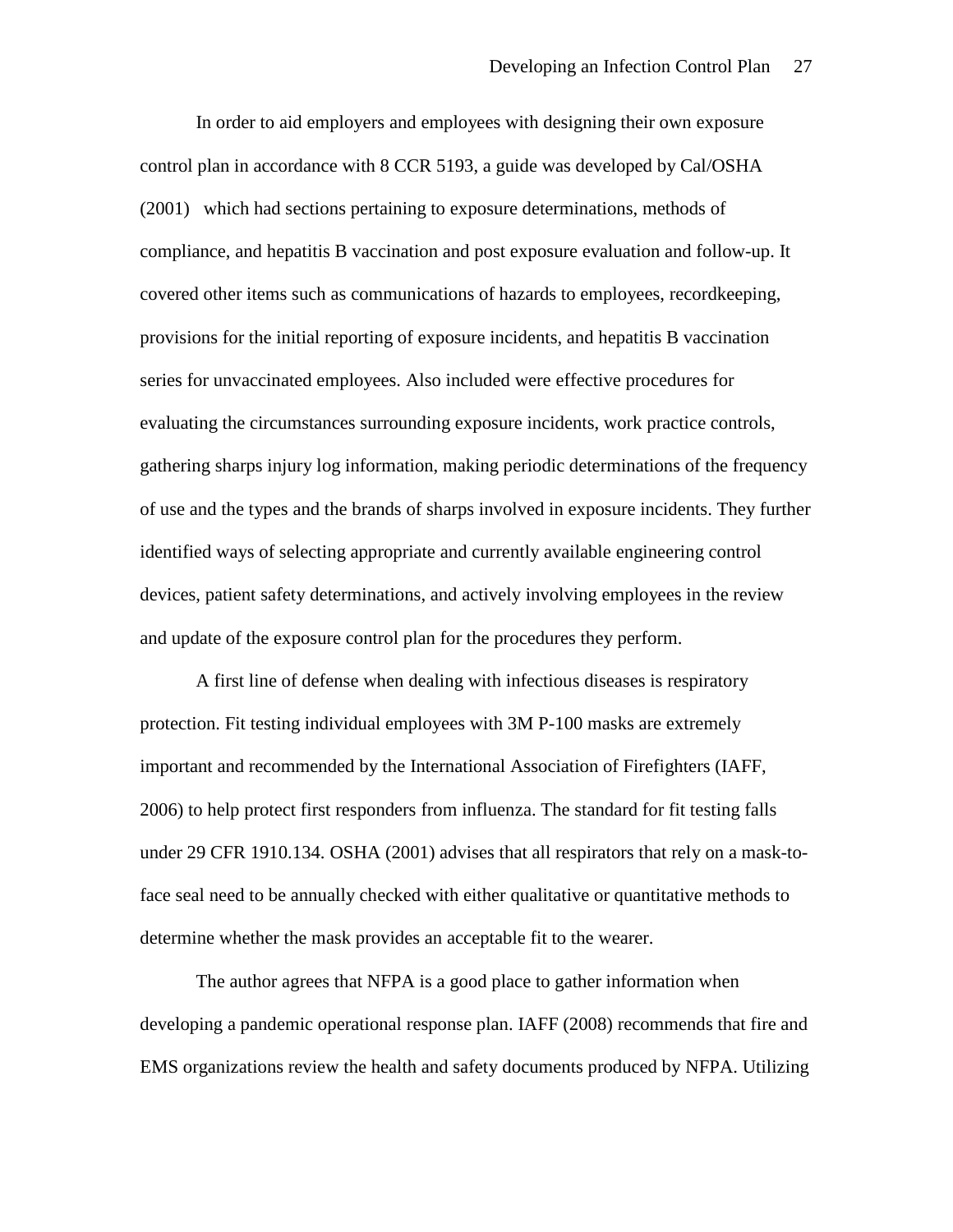In order to aid employers and employees with designing their own exposure control plan in accordance with 8 CCR 5193, a guide was developed by Cal/OSHA (2001) which had sections pertaining to exposure determinations, methods of compliance, and hepatitis B vaccination and post exposure evaluation and follow-up. It covered other items such as communications of hazards to employees, recordkeeping, provisions for the initial reporting of exposure incidents, and hepatitis B vaccination series for unvaccinated employees. Also included were effective procedures for evaluating the circumstances surrounding exposure incidents, work practice controls, gathering sharps injury log information, making periodic determinations of the frequency of use and the types and the brands of sharps involved in exposure incidents. They further identified ways of selecting appropriate and currently available engineering control devices, patient safety determinations, and actively involving employees in the review and update of the exposure control plan for the procedures they perform.

A first line of defense when dealing with infectious diseases is respiratory protection. Fit testing individual employees with 3M P-100 masks are extremely important and recommended by the International Association of Firefighters (IAFF, 2006) to help protect first responders from influenza. The standard for fit testing falls under 29 CFR 1910.134. OSHA (2001) advises that all respirators that rely on a mask-to-face seal need to be annually checked with either qualitative or quantitative methods to determine whether the mask provides an acceptable fit to the wearer.

The author agrees that NFPA is a good place to gather information when developing a pandemic operational response plan. IAFF (2008) recommends that fire and EMS organizations review the health and safety documents produced by NFPA. Utilizing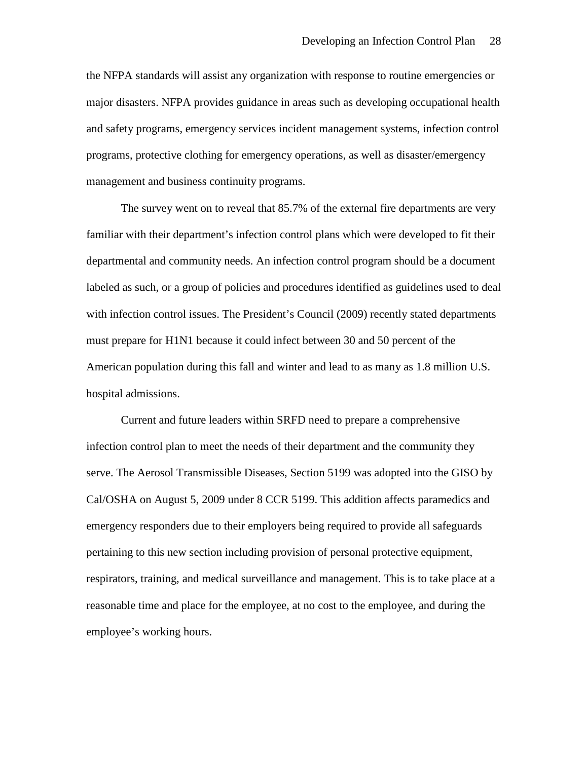the NFPA standards will assist any organization with response to routine emergencies or major disasters. NFPA provides guidance in areas such as developing occupational health and safety programs, emergency services incident management systems, infection control programs, protective clothing for emergency operations, as well as disaster/emergency management and business continuity programs.

The survey went on to reveal that 85.7% of the external fire departments are very familiar with their department's infection control plans which were developed to fit their departmental and community needs. An infection control program should be a document labeled as such, or a group of policies and procedures identified as guidelines used to deal with infection control issues. The President's Council (2009) recently stated departments must prepare for H1N1 because it could infect between 30 and 50 percent of the American population during this fall and winter and lead to as many as 1.8 million U.S. hospital admissions.

Current and future leaders within SRFD need to prepare a comprehensive infection control plan to meet the needs of their department and the community they serve. The Aerosol Transmissible Diseases, Section 5199 was adopted into the GISO by Cal/OSHA on August 5, 2009 under 8 CCR 5199. This addition affects paramedics and emergency responders due to their employers being required to provide all safeguards pertaining to this new section including provision of personal protective equipment, respirators, training, and medical surveillance and management. This is to take place at a reasonable time and place for the employee, at no cost to the employee, and during the employee's working hours.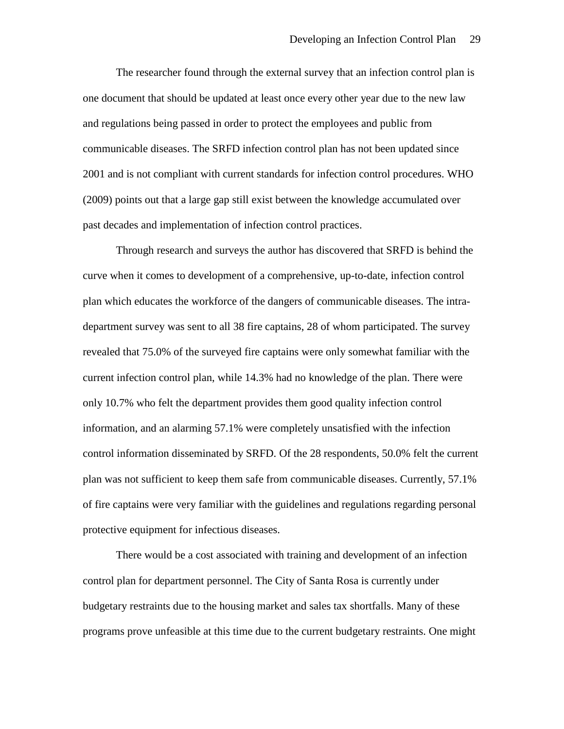The researcher found through the external survey that an infection control plan is one document that should be updated at least once every other year due to the new law and regulations being passed in order to protect the employees and public from communicable diseases. The SRFD infection control plan has not been updated since 2001 and is not compliant with current standards for infection control procedures. WHO (2009) points out that a large gap still exist between the knowledge accumulated over past decades and implementation of infection control practices.

Through research and surveys the author has discovered that SRFD is behind the curve when it comes to development of a comprehensive, up-to-date, infection control plan which educates the workforce of the dangers of communicable diseases. The intra-department survey was sent to all 38 fire captains, 28 of whom participated. The survey revealed that 75.0% of the surveyed fire captains were only somewhat familiar with the current infection control plan, while 14.3% had no knowledge of the plan. There were only 10.7% who felt the department provides them good quality infection control information, and an alarming 57.1% were completely unsatisfied with the infection control information disseminated by SRFD. Of the 28 respondents, 50.0% felt the current plan was not sufficient to keep them safe from communicable diseases. Currently, 57.1% of fire captains were very familiar with the guidelines and regulations regarding personal protective equipment for infectious diseases.

There would be a cost associated with training and development of an infection control plan for department personnel. The City of Santa Rosa is currently under budgetary restraints due to the housing market and sales tax shortfalls. Many of these programs prove unfeasible at this time due to the current budgetary restraints. One might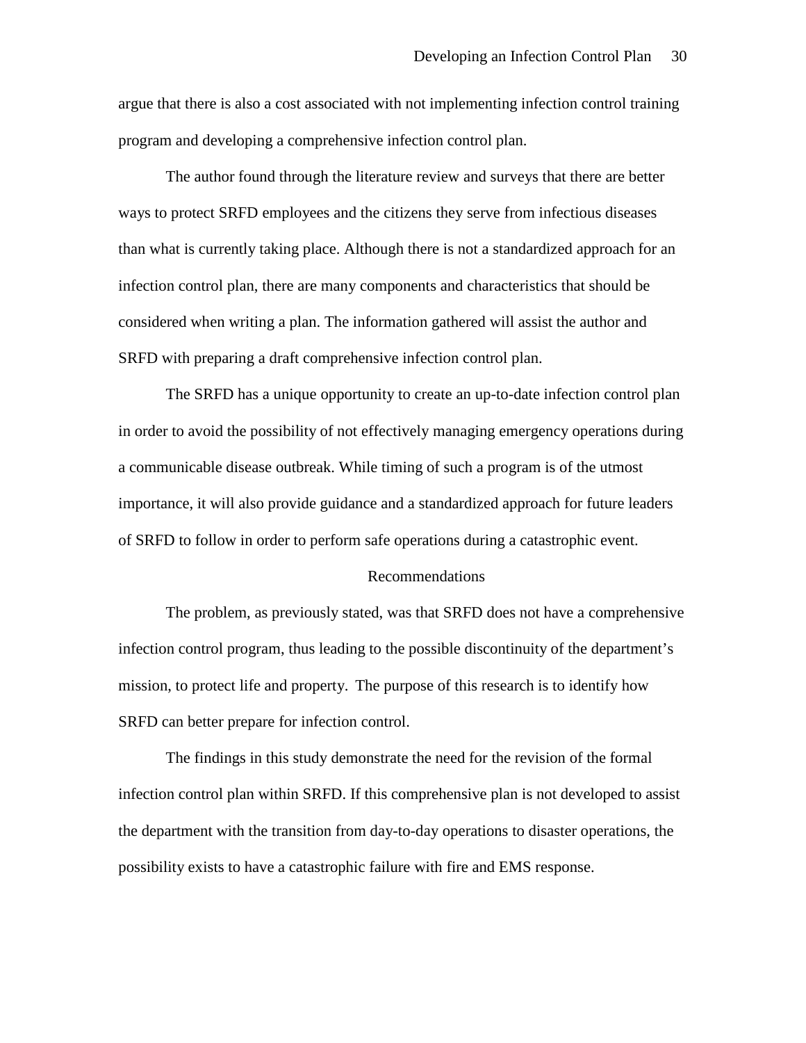argue that there is also a cost associated with not implementing infection control training program and developing a comprehensive infection control plan.

The author found through the literature review and surveys that there are better ways to protect SRFD employees and the citizens they serve from infectious diseases than what is currently taking place. Although there is not a standardized approach for an infection control plan, there are many components and characteristics that should be considered when writing a plan. The information gathered will assist the author and SRFD with preparing a draft comprehensive infection control plan.

The SRFD has a unique opportunity to create an up-to-date infection control plan in order to avoid the possibility of not effectively managing emergency operations during a communicable disease outbreak. While timing of such a program is of the utmost importance, it will also provide guidance and a standardized approach for future leaders of SRFD to follow in order to perform safe operations during a catastrophic event.

## Recommendations

The problem, as previously stated, was that SRFD does not have a comprehensive infection control program, thus leading to the possible discontinuity of the department's mission, to protect life and property. The purpose of this research is to identify how SRFD can better prepare for infection control.

The findings in this study demonstrate the need for the revision of the formal infection control plan within SRFD. If this comprehensive plan is not developed to assist the department with the transition from day-to-day operations to disaster operations, the possibility exists to have a catastrophic failure with fire and EMS response.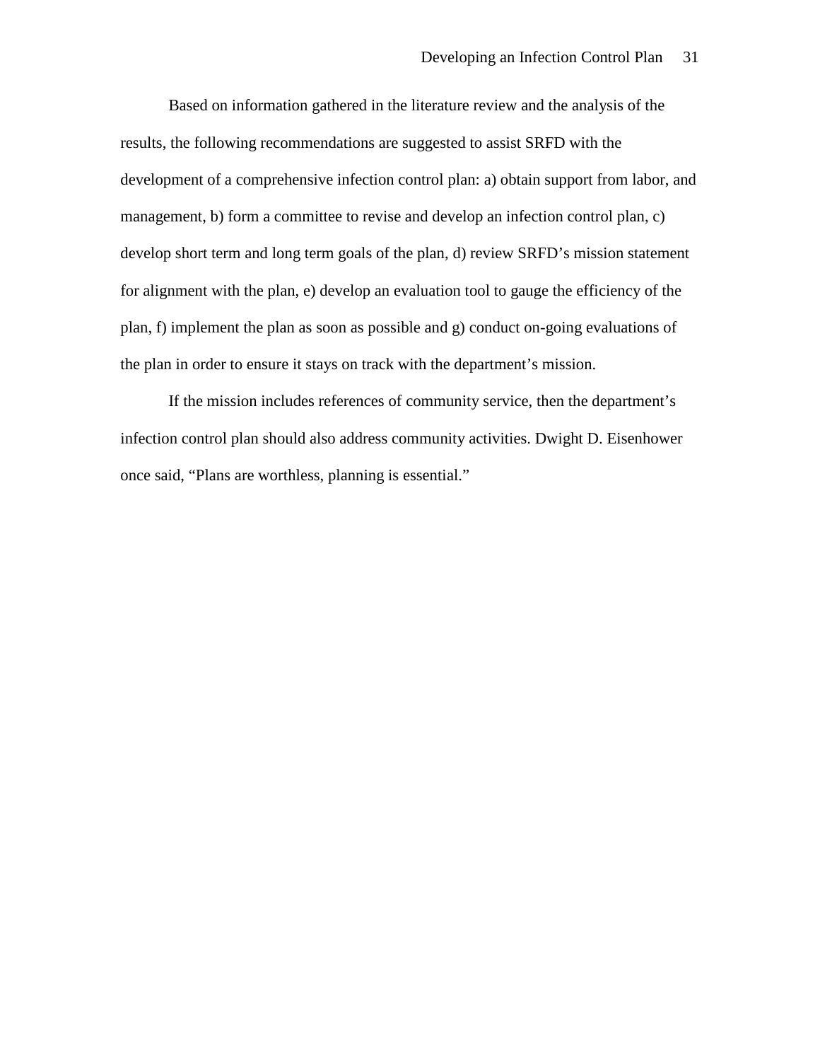Based on information gathered in the literature review and the analysis of the results, the following recommendations are suggested to assist SRFD with the development of a comprehensive infection control plan: a) obtain support from labor, and management, b) form a committee to revise and develop an infection control plan, c) develop short term and long term goals of the plan, d) review SRFD's mission statement for alignment with the plan, e) develop an evaluation tool to gauge the efficiency of the plan, f) implement the plan as soon as possible and g) conduct on-going evaluations of the plan in order to ensure it stays on track with the department's mission.

If the mission includes references of community service, then the department's infection control plan should also address community activities. Dwight D. Eisenhower once said, "Plans are worthless, planning is essential."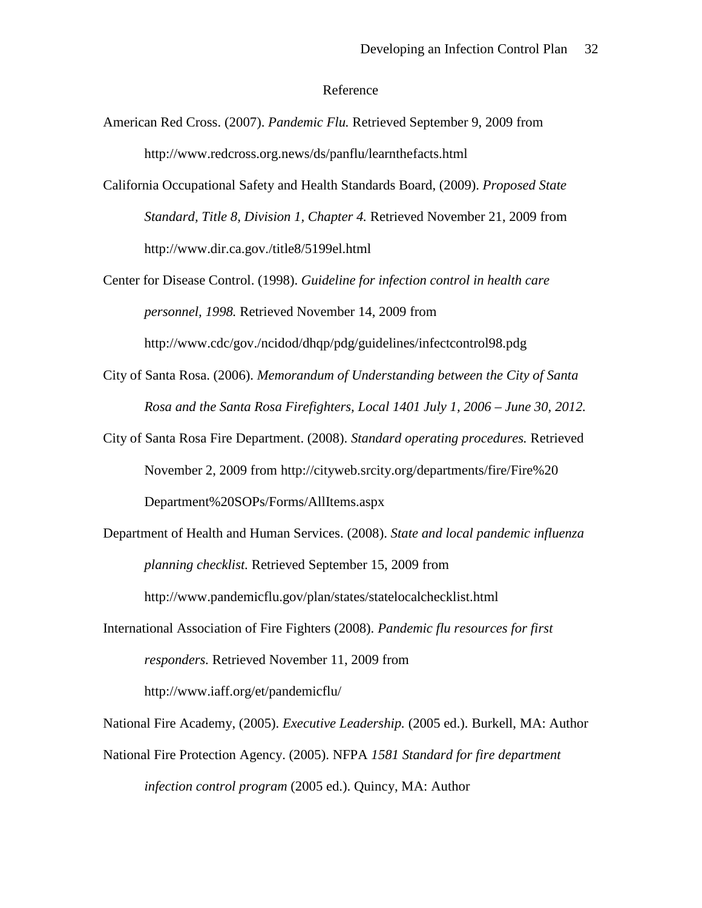# Reference

American Red Cross. (2007). *Pandemic Flu.* Retrieved September 9, 2009 from http://www.redcross.org.news/ds/panflu/learnthefacts.html

California Occupational Safety and Health Standards Board, (2009). *Proposed State Standard, Title 8, Division 1, Chapter 4.* Retrieved November 21, 2009 from http://www.dir.ca.gov./title8/5199el.html

Center for Disease Control. (1998). *Guideline for infection control in health care personnel, 1998.* Retrieved November 14, 2009 from http://www.cdc/gov./ncidod/dhqp/pdg/guidelines/infectcontrol98.pdg

City of Santa Rosa. (2006). *Memorandum of Understanding between the City of Santa Rosa and the Santa Rosa Firefighters, Local 1401 July 1, 2006 – June 30, 2012.*

City of Santa Rosa Fire Department. (2008). *Standard operating procedures.* Retrieved November 2, 2009 from http://cityweb.srcity.org/departments/fire/Fire%20 Department%20SOPs/Forms/AllItems.aspx

Department of Health and Human Services. (2008). *State and local pandemic influenza planning checklist.* Retrieved September 15, 2009 from http://www.pandemicflu.gov/plan/states/statelocalchecklist.html

International Association of Fire Fighters (2008). *Pandemic flu resources for first responders.* Retrieved November 11, 2009 from http://www.iaff.org/et/pandemicflu/

National Fire Academy, (2005). *Executive Leadership.* (2005 ed.). Burkell, MA: Author

National Fire Protection Agency. (2005). NFPA *1581 Standard for fire department infection control program* (2005 ed.). Quincy, MA: Author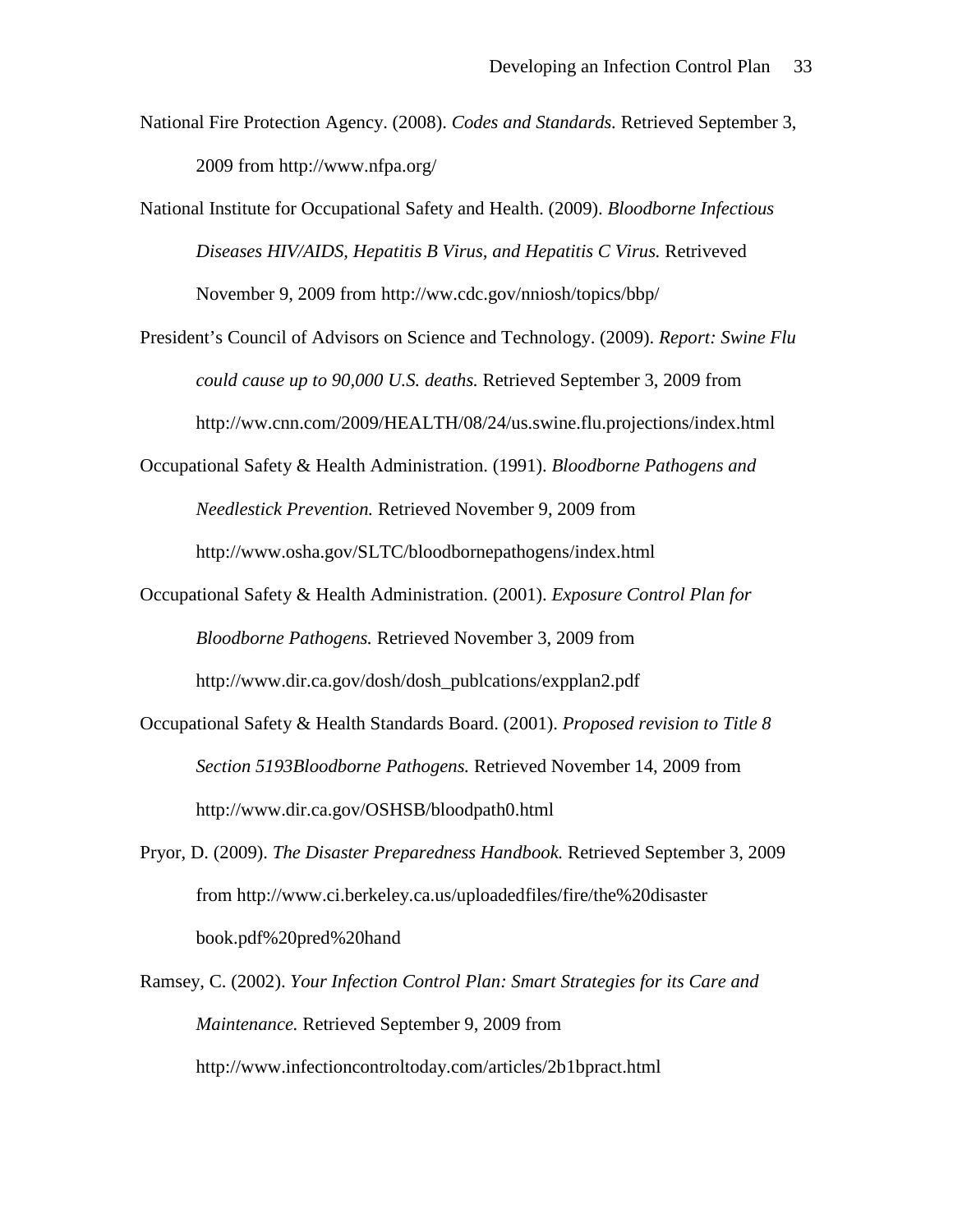National Fire Protection Agency. (2008). *Codes and Standards.* Retrieved September 3, 2009 from http://www.nfpa.org/

National Institute for Occupational Safety and Health. (2009). *Bloodborne Infectious Diseases HIV/AIDS, Hepatitis B Virus, and Hepatitis C Virus.* Retriveved November 9, 2009 from http://ww.cdc.gov/nniosh/topics/bbp/

President's Council of Advisors on Science and Technology. (2009). *Report: Swine Flu could cause up to 90,000 U.S. deaths.* Retrieved September 3, 2009 from http://ww.cnn.com/2009/HEALTH/08/24/us.swine.flu.projections/index.html

Occupational Safety & Health Administration. (1991). *Bloodborne Pathogens and Needlestick Prevention.* Retrieved November 9, 2009 from http://www.osha.gov/SLTC/bloodbornepathogens/index.html

Occupational Safety & Health Administration. (2001). *Exposure Control Plan for Bloodborne Pathogens.* Retrieved November 3, 2009 from http://www.dir.ca.gov/dosh/dosh_publcations/expplan2.pdf

Occupational Safety & Health Standards Board. (2001). *Proposed revision to Title 8 Section 5193Bloodborne Pathogens.* Retrieved November 14, 2009 from http://www.dir.ca.gov/OSHSB/bloodpath0.html

Pryor, D. (2009). *The Disaster Preparedness Handbook.* Retrieved September 3, 2009 from http://www.ci.berkeley.ca.us/uploadedfiles/fire/the%20disaster book.pdf%20pred%20hand

Ramsey, C. (2002). *Your Infection Control Plan: Smart Strategies for its Care and Maintenance.* Retrieved September 9, 2009 from http://www.infectioncontroltoday.com/articles/2b1bpract.html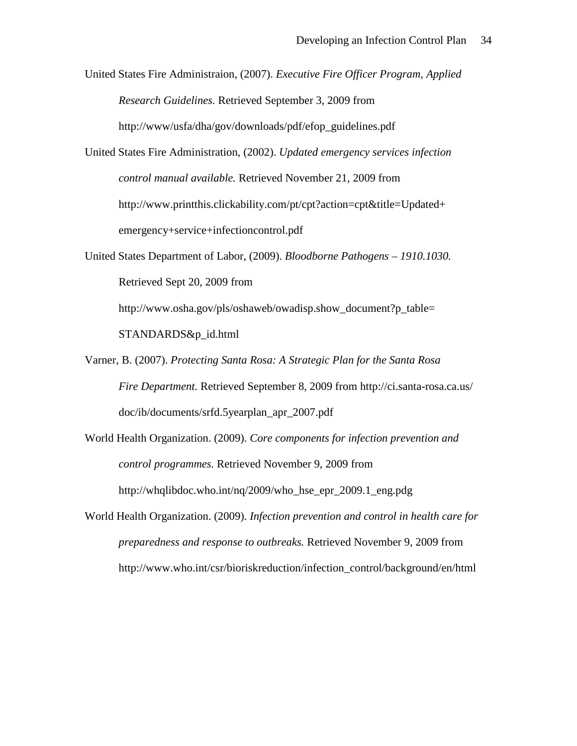United States Fire Administraion, (2007). *Executive Fire Officer Program, Applied Research Guidelines.* Retrieved September 3, 2009 from http://www/usfa/dha/gov/downloads/pdf/efop_guidelines.pdf

United States Fire Administration, (2002). *Updated emergency services infection control manual available.* Retrieved November 21, 2009 from http://www.printthis.clickability.com/pt/cpt?action=cpt&title=Updated+emergency+service+infectioncontrol.pdf

United States Department of Labor, (2009). *Bloodborne Pathogens – 1910.1030.* Retrieved Sept 20, 2009 from http://www.osha.gov/pls/oshaweb/owadisp.show_document?p_table=STANDARDS&p_id.html

Varner, B. (2007). *Protecting Santa Rosa: A Strategic Plan for the Santa Rosa Fire Department.* Retrieved September 8, 2009 from http://ci.santa-rosa.ca.us/doc/ib/documents/srfd.5yearplan_apr_2007.pdf

World Health Organization. (2009). *Core components for infection prevention and control programmes.* Retrieved November 9, 2009 from http://whqlibdoc.who.int/nq/2009/who_hse_epr_2009.1_eng.pdg

World Health Organization. (2009). *Infection prevention and control in health care for preparedness and response to outbreaks.* Retrieved November 9, 2009 from http://www.who.int/csr/bioriskreduction/infection_control/background/en/html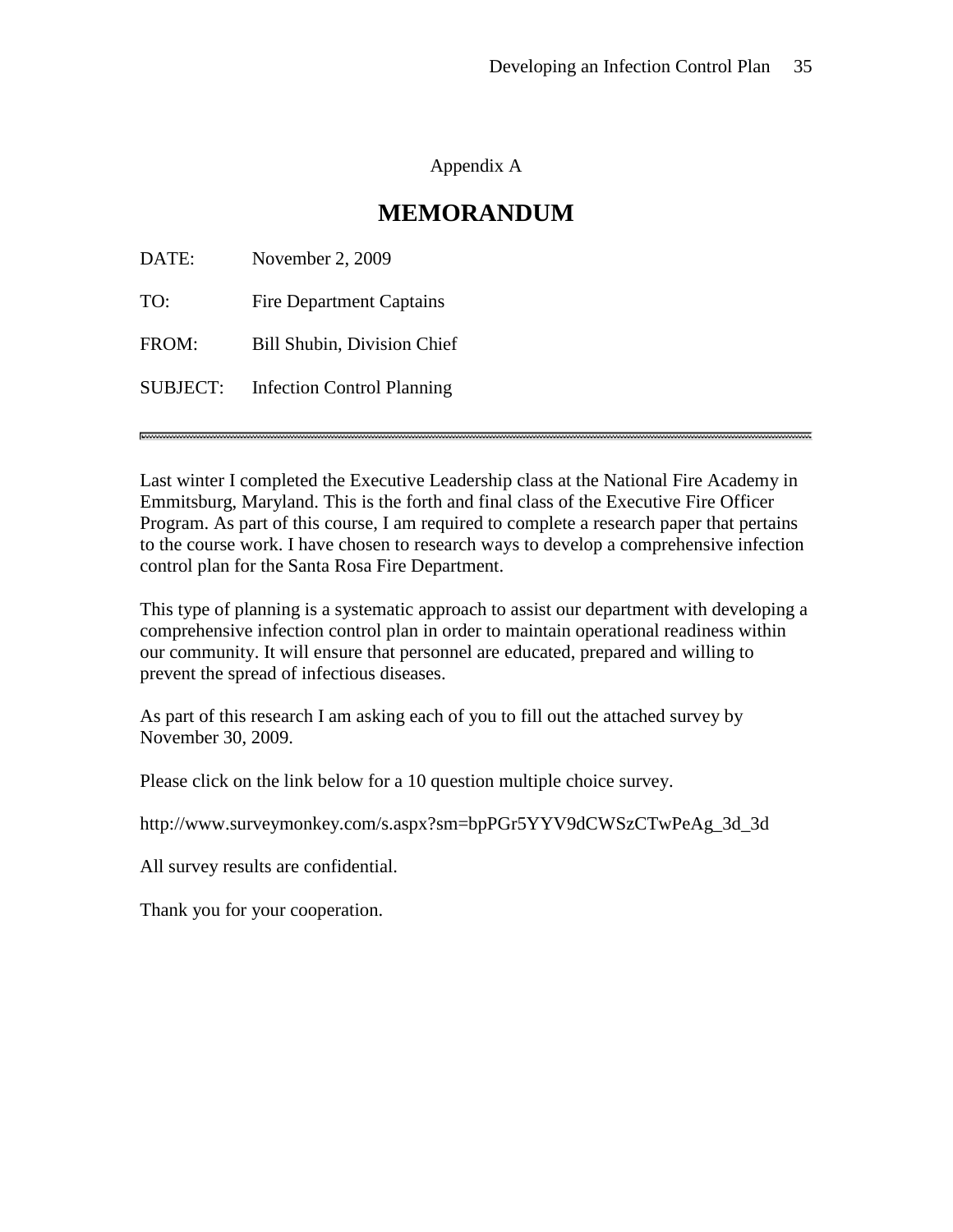Appendix A

# MEMORANDUM

DATE: November 2, 2009

TO: Fire Department Captains

FROM: Bill Shubin, Division Chief

SUBJECT: Infection Control Planning

---

Last winter I completed the Executive Leadership class at the National Fire Academy in Emmitsburg, Maryland. This is the forth and final class of the Executive Fire Officer Program. As part of this course, I am required to complete a research paper that pertains to the course work. I have chosen to research ways to develop a comprehensive infection control plan for the Santa Rosa Fire Department.

This type of planning is a systematic approach to assist our department with developing a comprehensive infection control plan in order to maintain operational readiness within our community. It will ensure that personnel are educated, prepared and willing to prevent the spread of infectious diseases.

As part of this research I am asking each of you to fill out the attached survey by November 30, 2009.

Please click on the link below for a 10 question multiple choice survey.

http://www.surveymonkey.com/s.aspx?sm=bpPGr5YYV9dCWSzCTwPeAg_3d_3d

All survey results are confidential.

Thank you for your cooperation.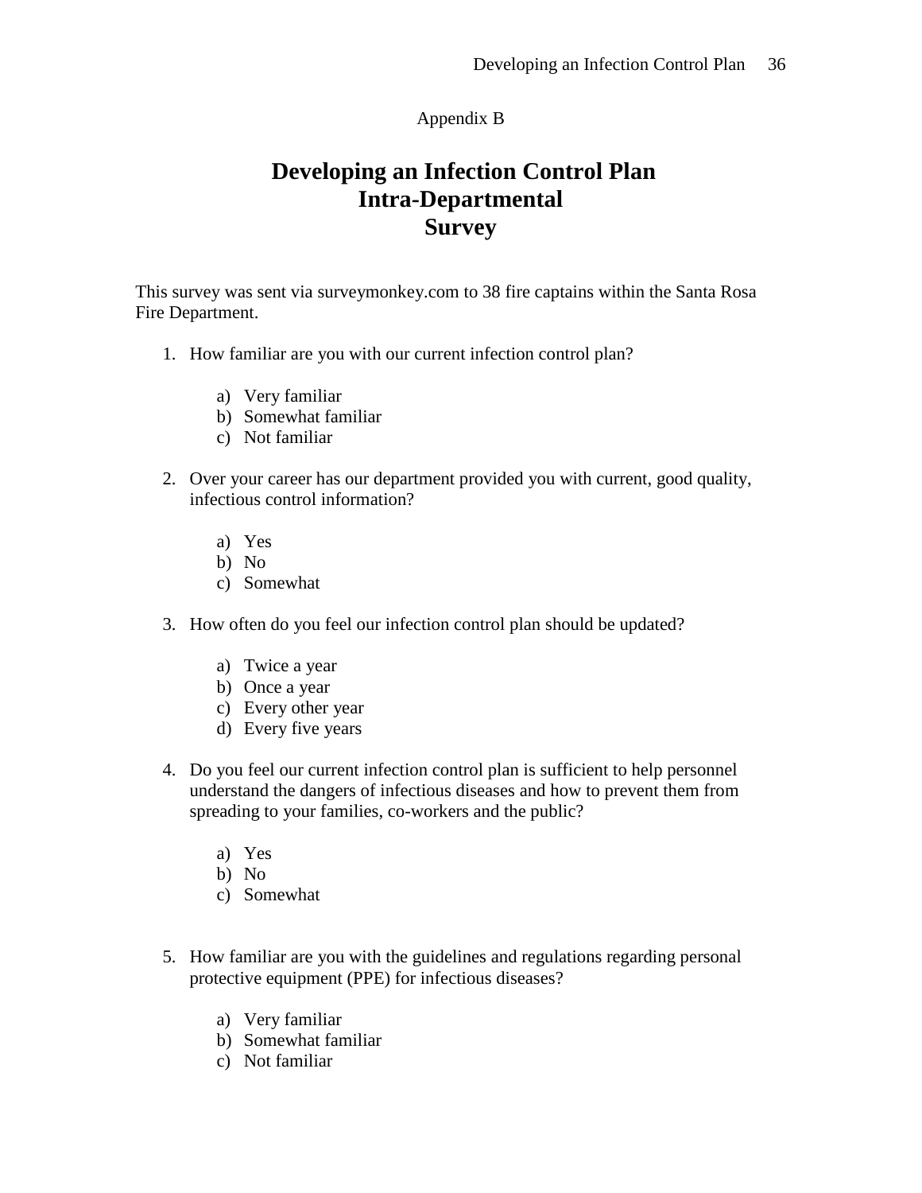Appendix B

# Developing an Infection Control Plan Intra-Departmental Survey

This survey was sent via surveymonkey.com to 38 fire captains within the Santa Rosa Fire Department.

1. How familiar are you with our current infection control plan?

   a) Very familiar
   b) Somewhat familiar
   c) Not familiar

2. Over your career has our department provided you with current, good quality, infectious control information?

   a) Yes
   b) No
   c) Somewhat

3. How often do you feel our infection control plan should be updated?

   a) Twice a year
   b) Once a year
   c) Every other year
   d) Every five years

4. Do you feel our current infection control plan is sufficient to help personnel understand the dangers of infectious diseases and how to prevent them from spreading to your families, co-workers and the public?

   a) Yes
   b) No
   c) Somewhat

5. How familiar are you with the guidelines and regulations regarding personal protective equipment (PPE) for infectious diseases?

   a) Very familiar
   b) Somewhat familiar
   c) Not familiar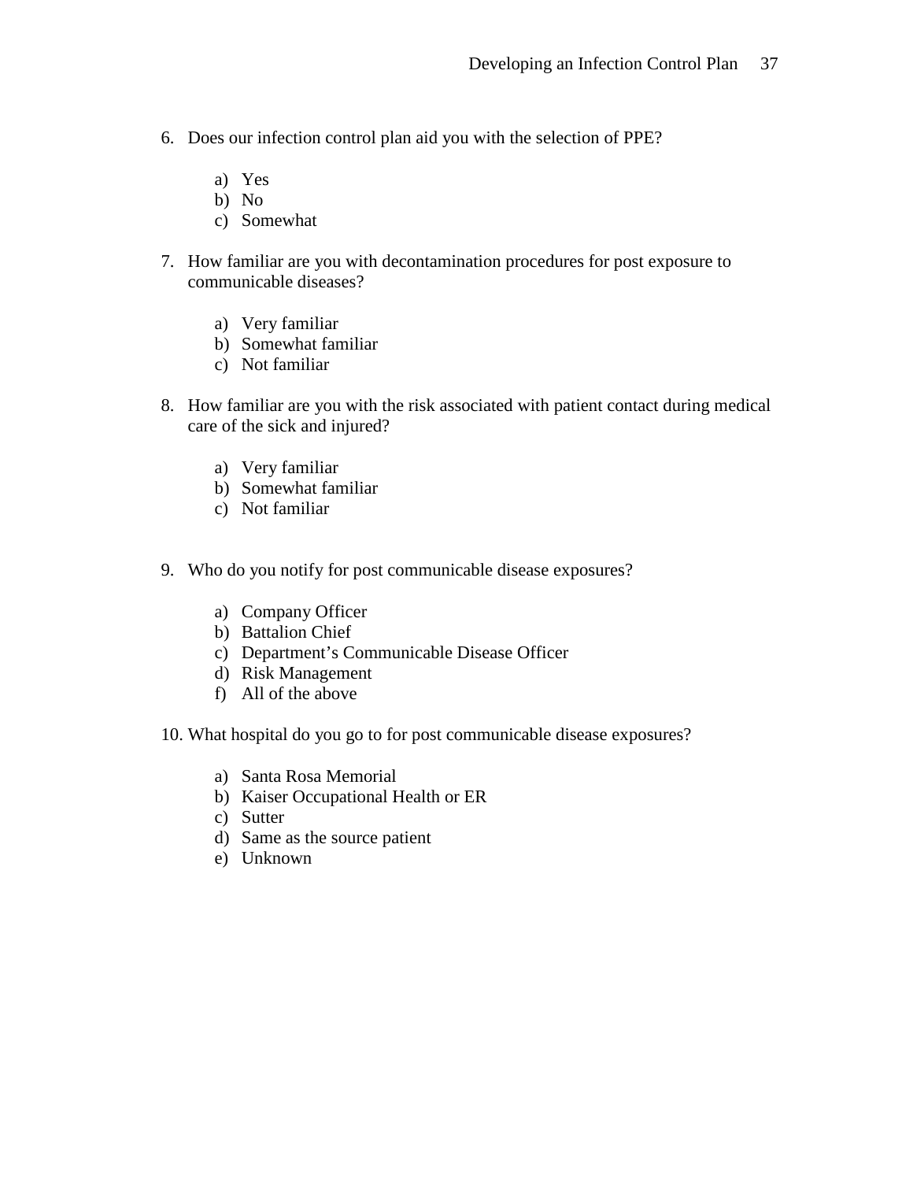6. Does our infection control plan aid you with the selection of PPE?

    a) Yes
    b) No
    c) Somewhat

7. How familiar are you with decontamination procedures for post exposure to communicable diseases?

    a) Very familiar
    b) Somewhat familiar
    c) Not familiar

8. How familiar are you with the risk associated with patient contact during medical care of the sick and injured?

    a) Very familiar
    b) Somewhat familiar
    c) Not familiar

9. Who do you notify for post communicable disease exposures?

    a) Company Officer
    b) Battalion Chief
    c) Department's Communicable Disease Officer
    d) Risk Management
    f) All of the above

10. What hospital do you go to for post communicable disease exposures?

    a) Santa Rosa Memorial
    b) Kaiser Occupational Health or ER
    c) Sutter
    d) Same as the source patient
    e) Unknown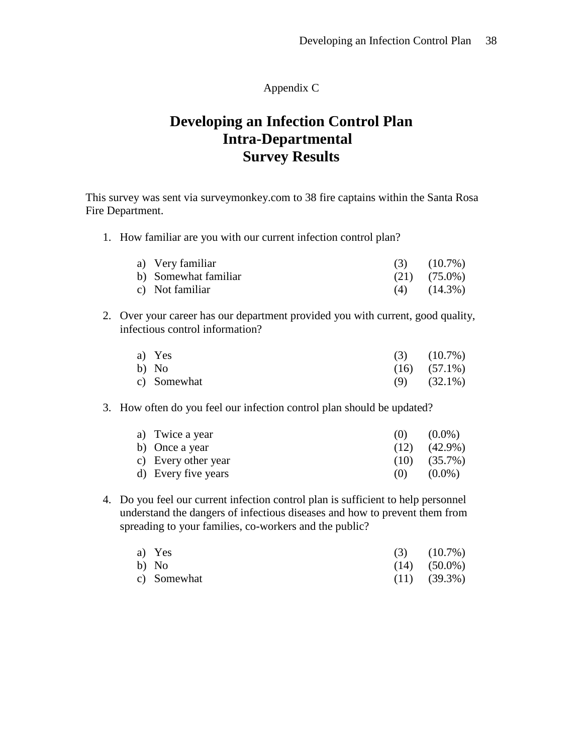Appendix C

# Developing an Infection Control Plan
# Intra-Departmental
# Survey Results

This survey was sent via surveymonkey.com to 38 fire captains within the Santa Rosa Fire Department.

1. How familiar are you with our current infection control plan?

   a) Very familiar (3) (10.7%)
   b) Somewhat familiar (21) (75.0%)
   c) Not familiar (4) (14.3%)

2. Over your career has our department provided you with current, good quality, infectious control information?

   a) Yes (3) (10.7%)
   b) No (16) (57.1%)
   c) Somewhat (9) (32.1%)

3. How often do you feel our infection control plan should be updated?

   a) Twice a year (0) (0.0%)
   b) Once a year (12) (42.9%)
   c) Every other year (10) (35.7%)
   d) Every five years (0) (0.0%)

4. Do you feel our current infection control plan is sufficient to help personnel understand the dangers of infectious diseases and how to prevent them from spreading to your families, co-workers and the public?

   a) Yes (3) (10.7%)
   b) No (14) (50.0%)
   c) Somewhat (11) (39.3%)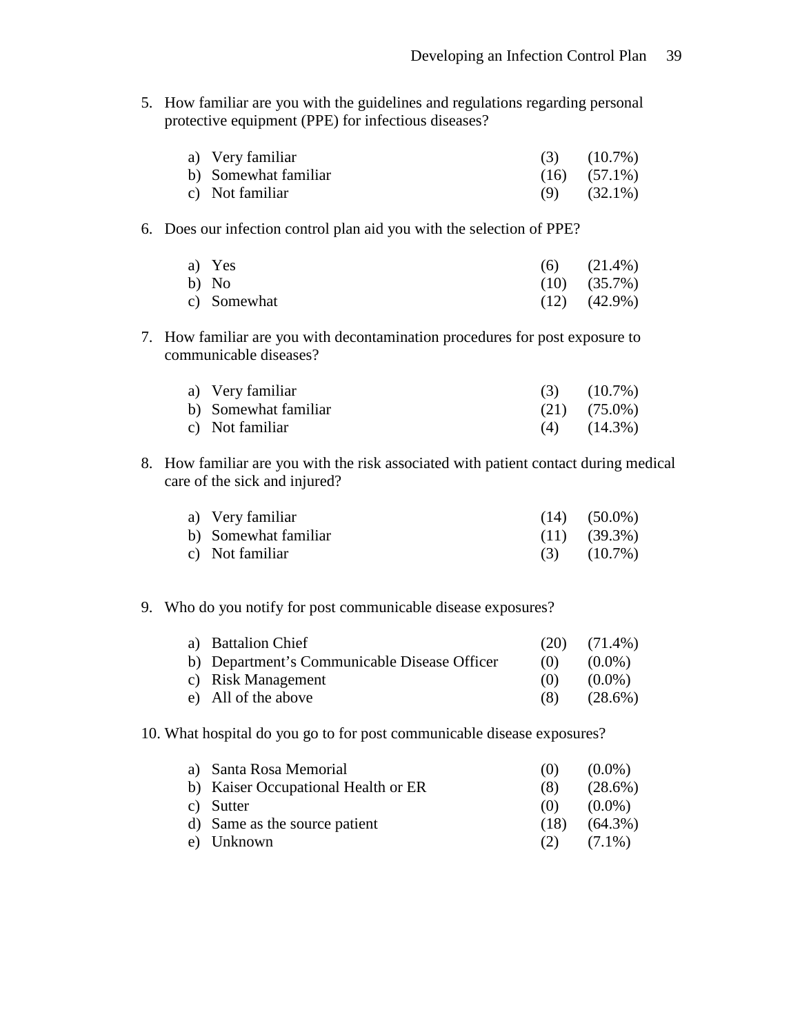5. How familiar are you with the guidelines and regulations regarding personal protective equipment (PPE) for infectious diseases?

   a) Very familiar (3) (10.7%)
   b) Somewhat familiar (16) (57.1%)
   c) Not familiar (9) (32.1%)

6. Does our infection control plan aid you with the selection of PPE?

   a) Yes (6) (21.4%)
   b) No (10) (35.7%)
   c) Somewhat (12) (42.9%)

7. How familiar are you with decontamination procedures for post exposure to communicable diseases?

   a) Very familiar (3) (10.7%)
   b) Somewhat familiar (21) (75.0%)
   c) Not familiar (4) (14.3%)

8. How familiar are you with the risk associated with patient contact during medical care of the sick and injured?

   a) Very familiar (14) (50.0%)
   b) Somewhat familiar (11) (39.3%)
   c) Not familiar (3) (10.7%)

9. Who do you notify for post communicable disease exposures?

   a) Battalion Chief (20) (71.4%)
   b) Department's Communicable Disease Officer (0) (0.0%)
   c) Risk Management (0) (0.0%)
   e) All of the above (8) (28.6%)

10. What hospital do you go to for post communicable disease exposures?

    a) Santa Rosa Memorial (0) (0.0%)
    b) Kaiser Occupational Health or ER (8) (28.6%)
    c) Sutter (0) (0.0%)
    d) Same as the source patient (18) (64.3%)
    e) Unknown (2) (7.1%)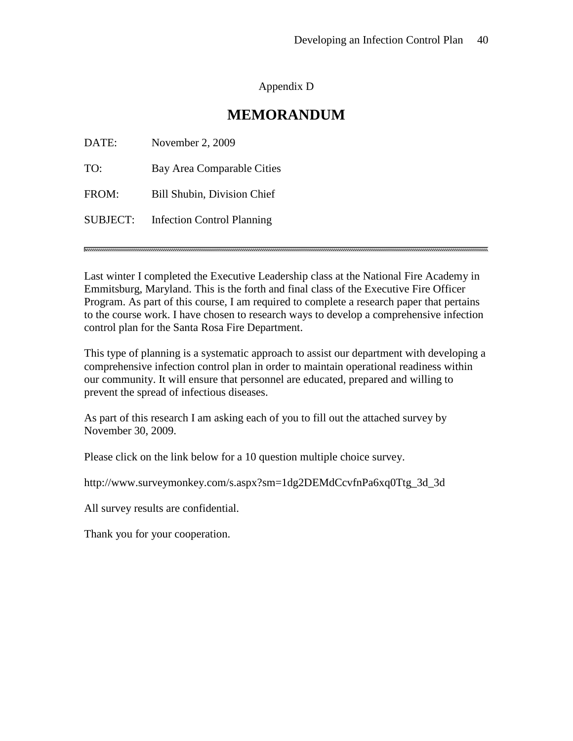Appendix D

# MEMORANDUM

DATE: November 2, 2009

TO: Bay Area Comparable Cities

FROM: Bill Shubin, Division Chief

SUBJECT: Infection Control Planning

---

Last winter I completed the Executive Leadership class at the National Fire Academy in Emmitsburg, Maryland. This is the forth and final class of the Executive Fire Officer Program. As part of this course, I am required to complete a research paper that pertains to the course work. I have chosen to research ways to develop a comprehensive infection control plan for the Santa Rosa Fire Department.

This type of planning is a systematic approach to assist our department with developing a comprehensive infection control plan in order to maintain operational readiness within our community. It will ensure that personnel are educated, prepared and willing to prevent the spread of infectious diseases.

As part of this research I am asking each of you to fill out the attached survey by November 30, 2009.

Please click on the link below for a 10 question multiple choice survey.

http://www.surveymonkey.com/s.aspx?sm=1dg2DEMdCcvfnPa6xq0Ttg_3d_3d

All survey results are confidential.

Thank you for your cooperation.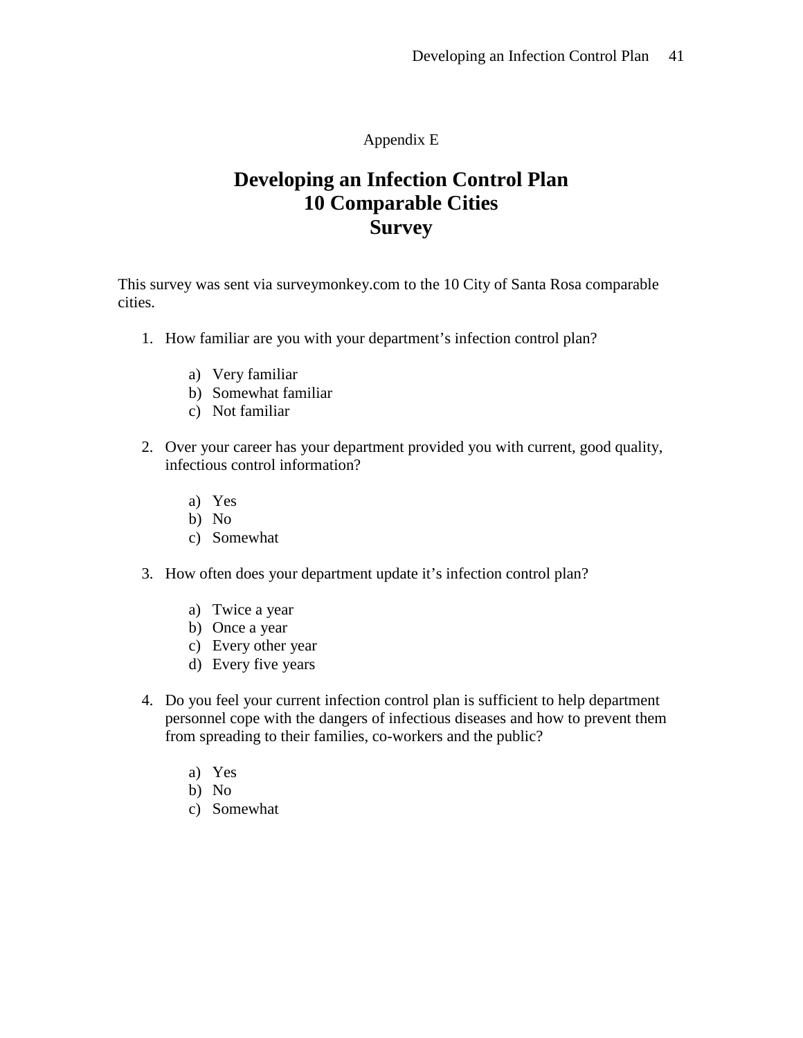Appendix E

# Developing an Infection Control Plan
# 10 Comparable Cities
# Survey

This survey was sent via surveymonkey.com to the 10 City of Santa Rosa comparable cities.

1. How familiar are you with your department's infection control plan?

    a) Very familiar
    b) Somewhat familiar
    c) Not familiar

2. Over your career has your department provided you with current, good quality, infectious control information?

    a) Yes
    b) No
    c) Somewhat

3. How often does your department update it's infection control plan?

    a) Twice a year
    b) Once a year
    c) Every other year
    d) Every five years

4. Do you feel your current infection control plan is sufficient to help department personnel cope with the dangers of infectious diseases and how to prevent them from spreading to their families, co-workers and the public?

    a) Yes
    b) No
    c) Somewhat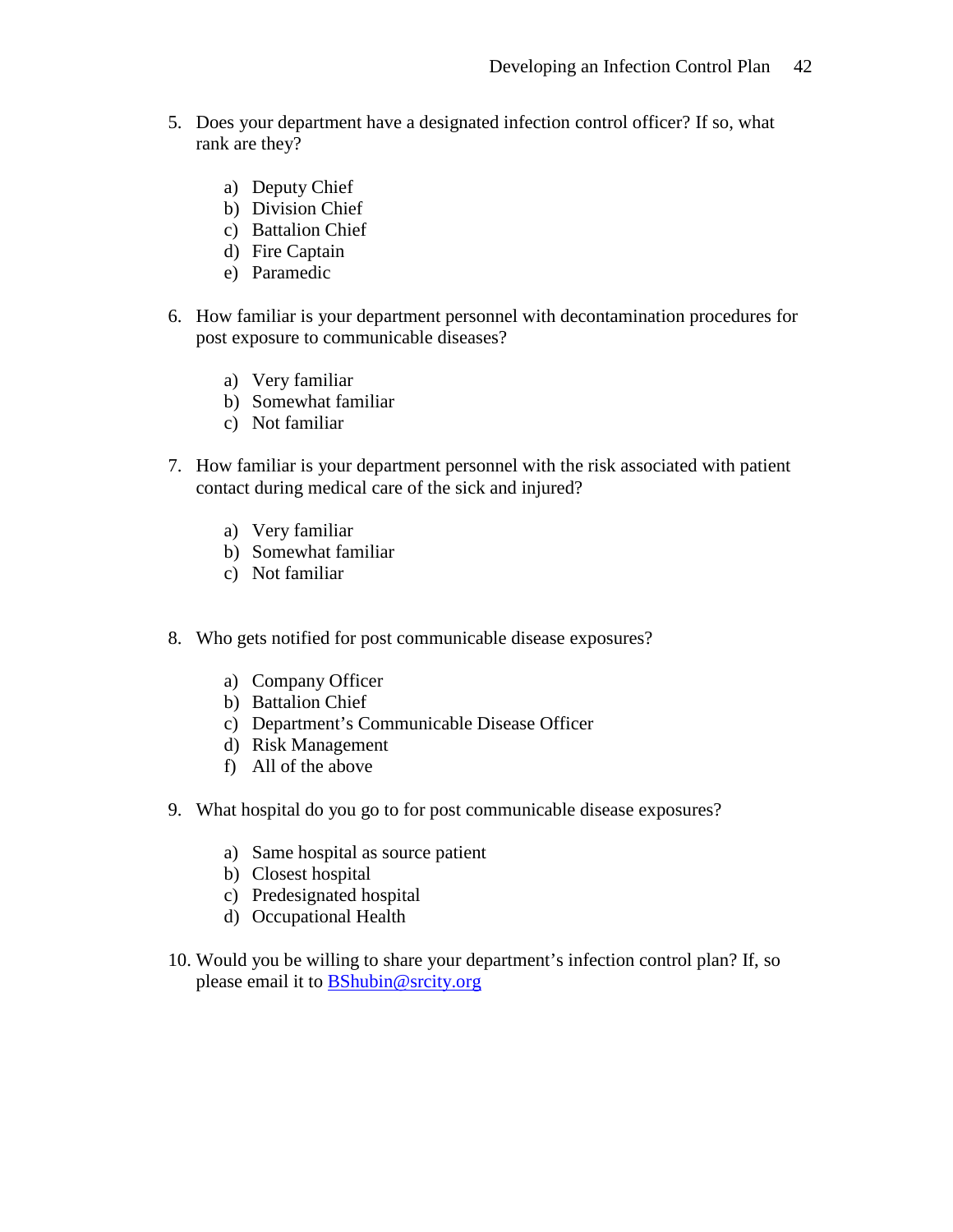5. Does your department have a designated infection control officer? If so, what rank are they?

   a) Deputy Chief
   b) Division Chief
   c) Battalion Chief
   d) Fire Captain
   e) Paramedic

6. How familiar is your department personnel with decontamination procedures for post exposure to communicable diseases?

   a) Very familiar
   b) Somewhat familiar
   c) Not familiar

7. How familiar is your department personnel with the risk associated with patient contact during medical care of the sick and injured?

   a) Very familiar
   b) Somewhat familiar
   c) Not familiar

8. Who gets notified for post communicable disease exposures?

   a) Company Officer
   b) Battalion Chief
   c) Department's Communicable Disease Officer
   d) Risk Management
   f) All of the above

9. What hospital do you go to for post communicable disease exposures?

   a) Same hospital as source patient
   b) Closest hospital
   c) Predesignated hospital
   d) Occupational Health

10. Would you be willing to share your department's infection control plan? If, so please email it to BShubin@srcity.org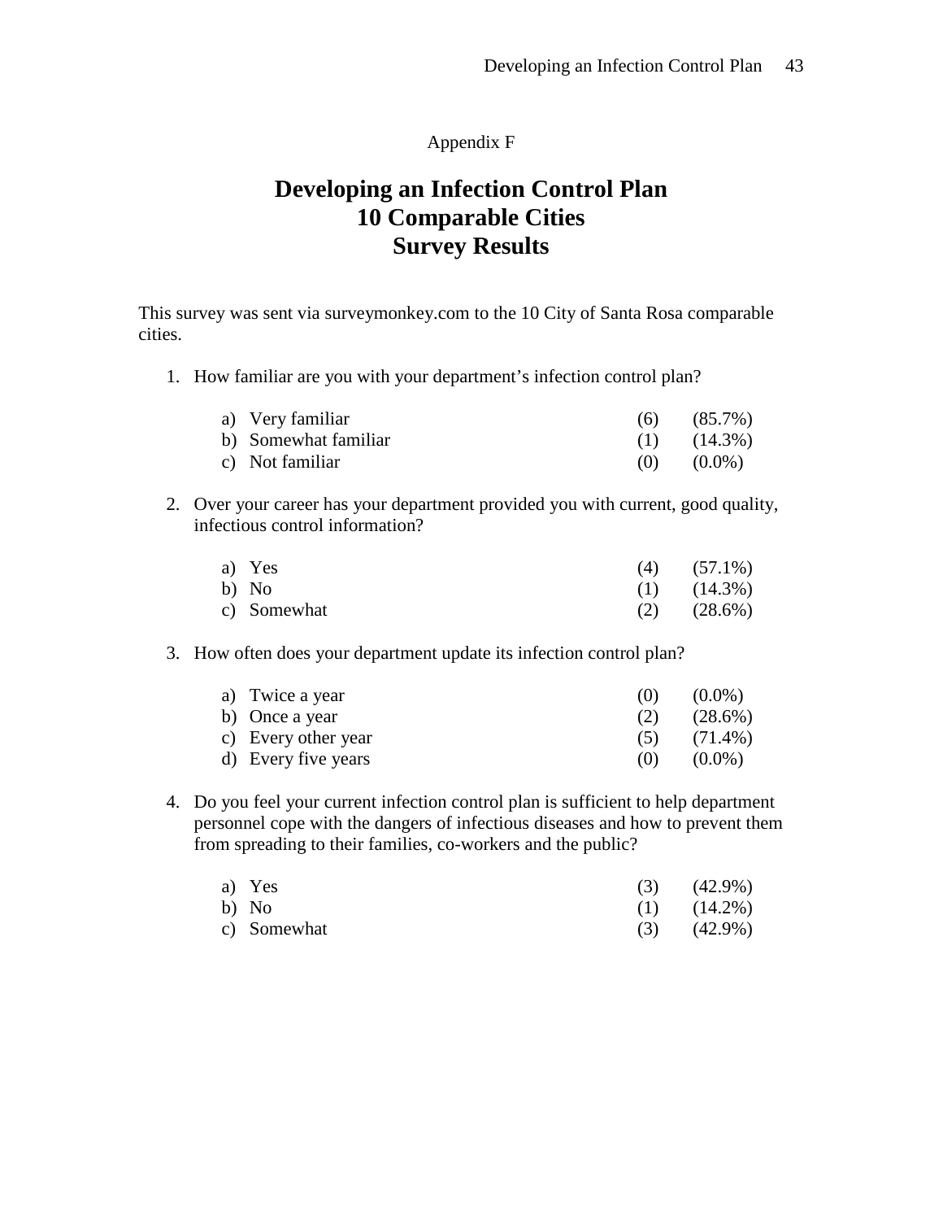Appendix F

# Developing an Infection Control Plan
# 10 Comparable Cities
# Survey Results

This survey was sent via surveymonkey.com to the 10 City of Santa Rosa comparable cities.

1. How familiar are you with your department's infection control plan?

   a) Very familiar (6) (85.7%)
   b) Somewhat familiar (1) (14.3%)
   c) Not familiar (0) (0.0%)

2. Over your career has your department provided you with current, good quality, infectious control information?

   a) Yes (4) (57.1%)
   b) No (1) (14.3%)
   c) Somewhat (2) (28.6%)

3. How often does your department update its infection control plan?

   a) Twice a year (0) (0.0%)
   b) Once a year (2) (28.6%)
   c) Every other year (5) (71.4%)
   d) Every five years (0) (0.0%)

4. Do you feel your current infection control plan is sufficient to help department personnel cope with the dangers of infectious diseases and how to prevent them from spreading to their families, co-workers and the public?

   a) Yes (3) (42.9%)
   b) No (1) (14.2%)
   c) Somewhat (3) (42.9%)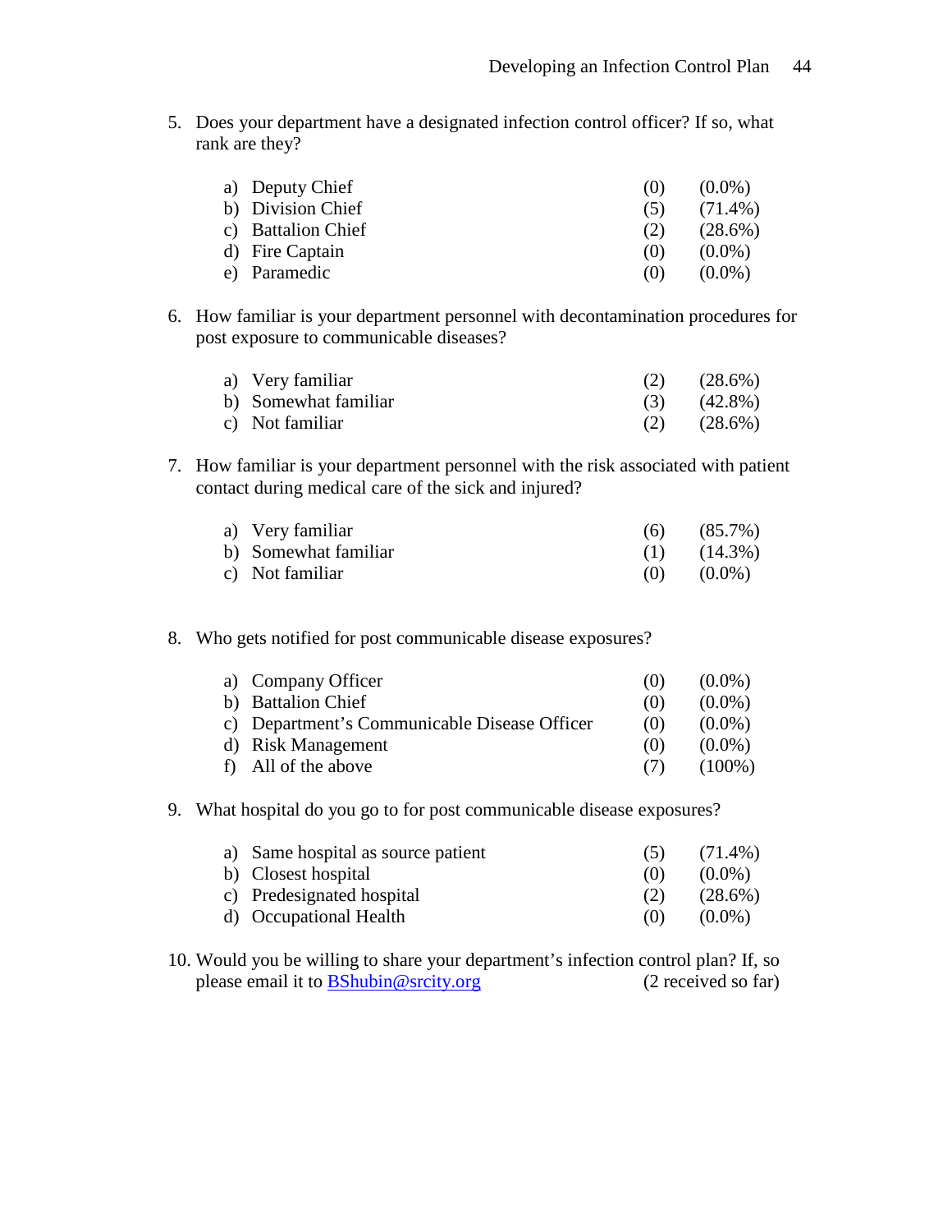5. Does your department have a designated infection control officer? If so, what rank are they?

   a) Deputy Chief (0) (0.0%)
   b) Division Chief (5) (71.4%)
   c) Battalion Chief (2) (28.6%)
   d) Fire Captain (0) (0.0%)
   e) Paramedic (0) (0.0%)

6. How familiar is your department personnel with decontamination procedures for post exposure to communicable diseases?

   a) Very familiar (2) (28.6%)
   b) Somewhat familiar (3) (42.8%)
   c) Not familiar (2) (28.6%)

7. How familiar is your department personnel with the risk associated with patient contact during medical care of the sick and injured?

   a) Very familiar (6) (85.7%)
   b) Somewhat familiar (1) (14.3%)
   c) Not familiar (0) (0.0%)

8. Who gets notified for post communicable disease exposures?

   a) Company Officer (0) (0.0%)
   b) Battalion Chief (0) (0.0%)
   c) Department's Communicable Disease Officer (0) (0.0%)
   d) Risk Management (0) (0.0%)
   f) All of the above (7) (100%)

9. What hospital do you go to for post communicable disease exposures?

   a) Same hospital as source patient (5) (71.4%)
   b) Closest hospital (0) (0.0%)
   c) Predesignated hospital (2) (28.6%)
   d) Occupational Health (0) (0.0%)

10. Would you be willing to share your department's infection control plan? If, so please email it to BShubin@srcity.org (2 received so far)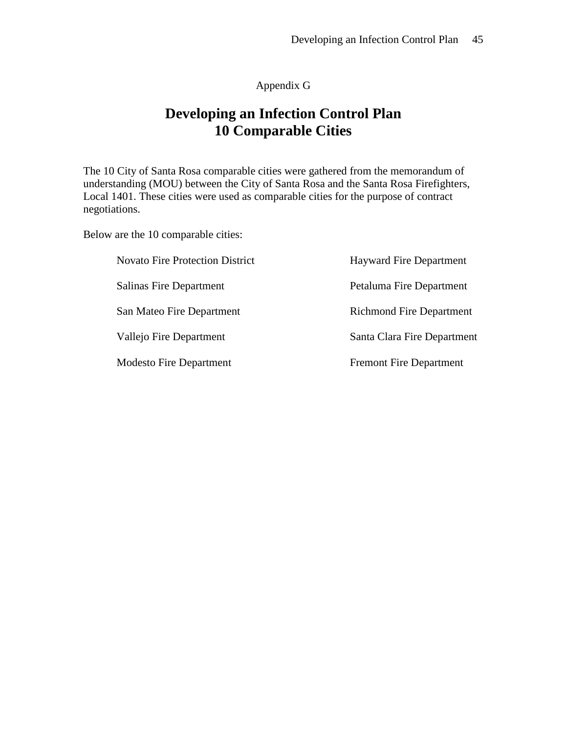Appendix G

# Developing an Infection Control Plan
# 10 Comparable Cities

The 10 City of Santa Rosa comparable cities were gathered from the memorandum of understanding (MOU) between the City of Santa Rosa and the Santa Rosa Firefighters, Local 1401. These cities were used as comparable cities for the purpose of contract negotiations.

Below are the 10 comparable cities:

| | |
|---|---|
| Novato Fire Protection District | Hayward Fire Department |
| Salinas Fire Department | Petaluma Fire Department |
| San Mateo Fire Department | Richmond Fire Department |
| Vallejo Fire Department | Santa Clara Fire Department |
| Modesto Fire Department | Fremont Fire Department |